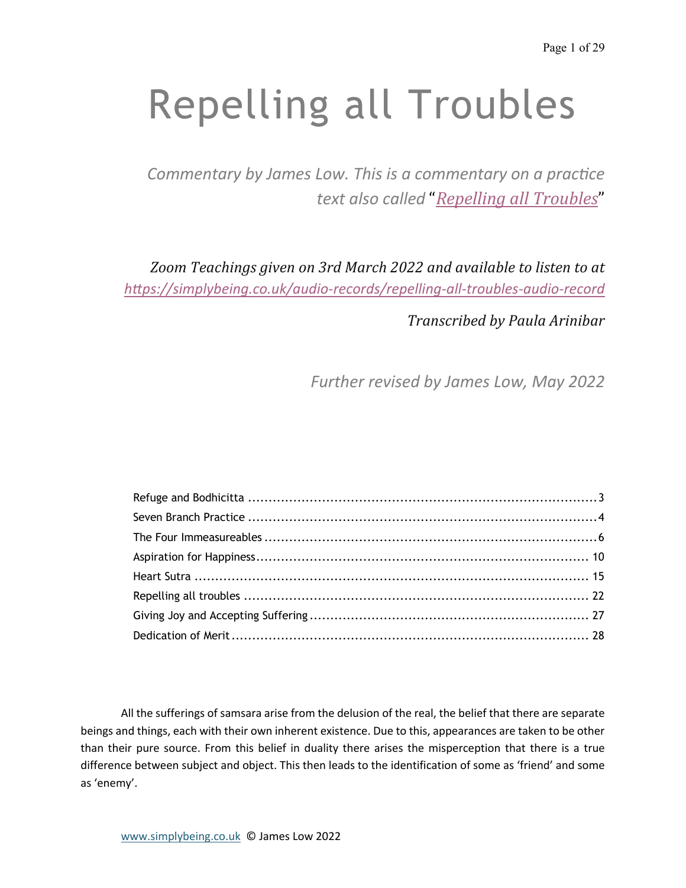# Repelling all Troubles

*Commentary by James Low. This is a commentary on a practice text also called "Repelling all Troubles"*

*Zoom Teachings given on 3rd March 2022 and available to listen to at https://simplybeing.co.uk/audio-records/repelling-all-troubles-audio-record*

*Transcribed by Paula Arinibar*

*Further revised by James Low, May 2022*

- Refuge and Bodhicitta ........ 3
- Seven Branch Practice ........ 4
- The Four Immeasureables ........ 6
- Aspiration for Happiness ........ 10
- Heart Sutra ........ 15
- Repelling all troubles ........ 22
- Giving Joy and Accepting Suffering ........ 27
- Dedication of Merit ........ 28

All the sufferings of samsara arise from the delusion of the real, the belief that there are separate beings and things, each with their own inherent existence. Due to this, appearances are taken to be other than their pure source. From this belief in duality there arises the misperception that there is a true difference between subject and object. This then leads to the identification of some as 'friend' and some as 'enemy'.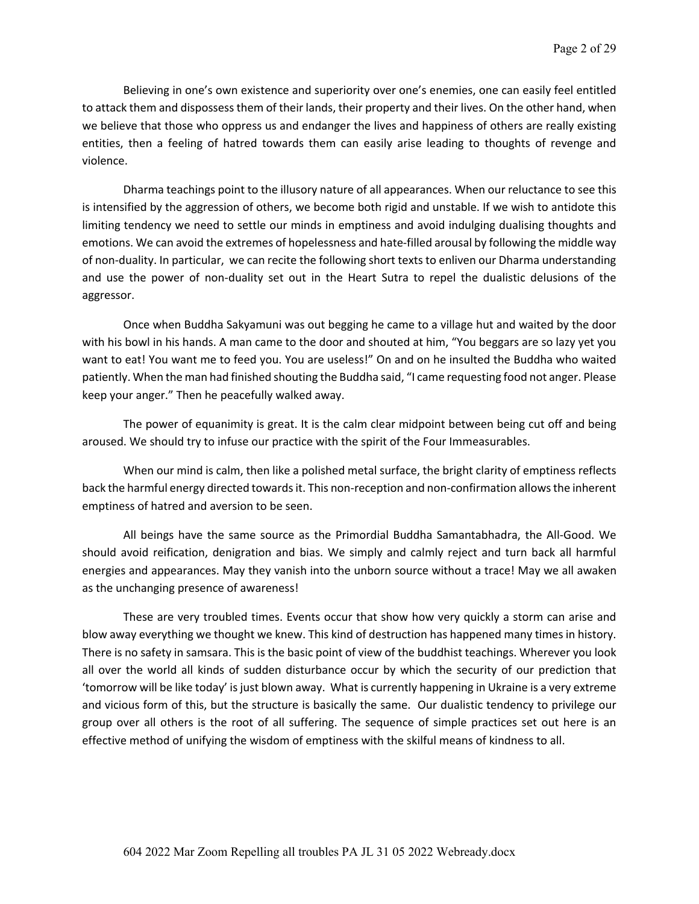Believing in one's own existence and superiority over one's enemies, one can easily feel entitled to attack them and dispossess them of their lands, their property and their lives. On the other hand, when we believe that those who oppress us and endanger the lives and happiness of others are really existing entities, then a feeling of hatred towards them can easily arise leading to thoughts of revenge and violence.

Dharma teachings point to the illusory nature of all appearances. When our reluctance to see this is intensified by the aggression of others, we become both rigid and unstable. If we wish to antidote this limiting tendency we need to settle our minds in emptiness and avoid indulging dualising thoughts and emotions. We can avoid the extremes of hopelessness and hate-filled arousal by following the middle way of non-duality. In particular, we can recite the following short texts to enliven our Dharma understanding and use the power of non-duality set out in the Heart Sutra to repel the dualistic delusions of the aggressor.

Once when Buddha Sakyamuni was out begging he came to a village hut and waited by the door with his bowl in his hands. A man came to the door and shouted at him, "You beggars are so lazy yet you want to eat! You want me to feed you. You are useless!" On and on he insulted the Buddha who waited patiently. When the man had finished shouting the Buddha said, "I came requesting food not anger. Please keep your anger." Then he peacefully walked away.

The power of equanimity is great. It is the calm clear midpoint between being cut off and being aroused. We should try to infuse our practice with the spirit of the Four Immeasurables.

When our mind is calm, then like a polished metal surface, the bright clarity of emptiness reflects back the harmful energy directed towards it. This non-reception and non-confirmation allows the inherent emptiness of hatred and aversion to be seen.

All beings have the same source as the Primordial Buddha Samantabhadra, the All-Good. We should avoid reification, denigration and bias. We simply and calmly reject and turn back all harmful energies and appearances. May they vanish into the unborn source without a trace! May we all awaken as the unchanging presence of awareness!

These are very troubled times. Events occur that show how very quickly a storm can arise and blow away everything we thought we knew. This kind of destruction has happened many times in history. There is no safety in samsara. This is the basic point of view of the buddhist teachings. Wherever you look all over the world all kinds of sudden disturbance occur by which the security of our prediction that 'tomorrow will be like today' is just blown away. What is currently happening in Ukraine is a very extreme and vicious form of this, but the structure is basically the same. Our dualistic tendency to privilege our group over all others is the root of all suffering. The sequence of simple practices set out here is an effective method of unifying the wisdom of emptiness with the skilful means of kindness to all.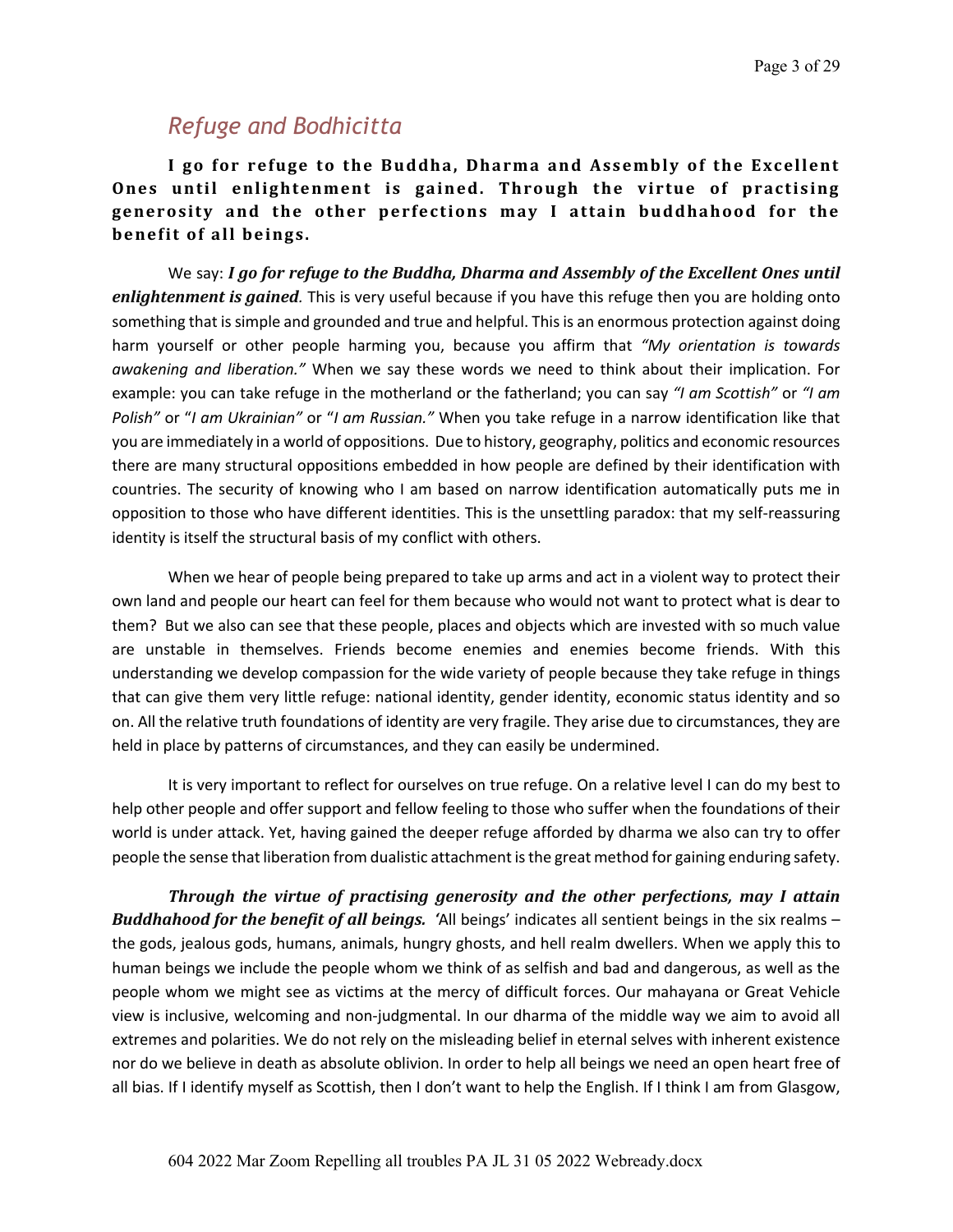## *Refuge and Bodhicitta*

**I go for refuge to the Buddha, Dharma and Assembly of the Excellent Ones until enlightenment is gained. Through the virtue of practising generosity and the other perfections may I attain buddhahood for the benefit of all beings.**

We say: ***I go for refuge to the Buddha, Dharma and Assembly of the Excellent Ones until enlightenment is gained.*** This is very useful because if you have this refuge then you are holding onto something that is simple and grounded and true and helpful. This is an enormous protection against doing harm yourself or other people harming you, because you affirm that *"My orientation is towards awakening and liberation."* When we say these words we need to think about their implication. For example: you can take refuge in the motherland or the fatherland; you can say *"I am Scottish"* or *"I am Polish"* or "*I am Ukrainian"* or "*I am Russian."* When you take refuge in a narrow identification like that you are immediately in a world of oppositions. Due to history, geography, politics and economic resources there are many structural oppositions embedded in how people are defined by their identification with countries. The security of knowing who I am based on narrow identification automatically puts me in opposition to those who have different identities. This is the unsettling paradox: that my self-reassuring identity is itself the structural basis of my conflict with others.

When we hear of people being prepared to take up arms and act in a violent way to protect their own land and people our heart can feel for them because who would not want to protect what is dear to them? But we also can see that these people, places and objects which are invested with so much value are unstable in themselves. Friends become enemies and enemies become friends. With this understanding we develop compassion for the wide variety of people because they take refuge in things that can give them very little refuge: national identity, gender identity, economic status identity and so on. All the relative truth foundations of identity are very fragile. They arise due to circumstances, they are held in place by patterns of circumstances, and they can easily be undermined.

It is very important to reflect for ourselves on true refuge. On a relative level I can do my best to help other people and offer support and fellow feeling to those who suffer when the foundations of their world is under attack. Yet, having gained the deeper refuge afforded by dharma we also can try to offer people the sense that liberation from dualistic attachment is the great method for gaining enduring safety.

***Through the virtue of practising generosity and the other perfections, may I attain Buddhahood for the benefit of all beings.*** 'All beings' indicates all sentient beings in the six realms – the gods, jealous gods, humans, animals, hungry ghosts, and hell realm dwellers. When we apply this to human beings we include the people whom we think of as selfish and bad and dangerous, as well as the people whom we might see as victims at the mercy of difficult forces. Our mahayana or Great Vehicle view is inclusive, welcoming and non-judgmental. In our dharma of the middle way we aim to avoid all extremes and polarities. We do not rely on the misleading belief in eternal selves with inherent existence nor do we believe in death as absolute oblivion. In order to help all beings we need an open heart free of all bias. If I identify myself as Scottish, then I don't want to help the English. If I think I am from Glasgow,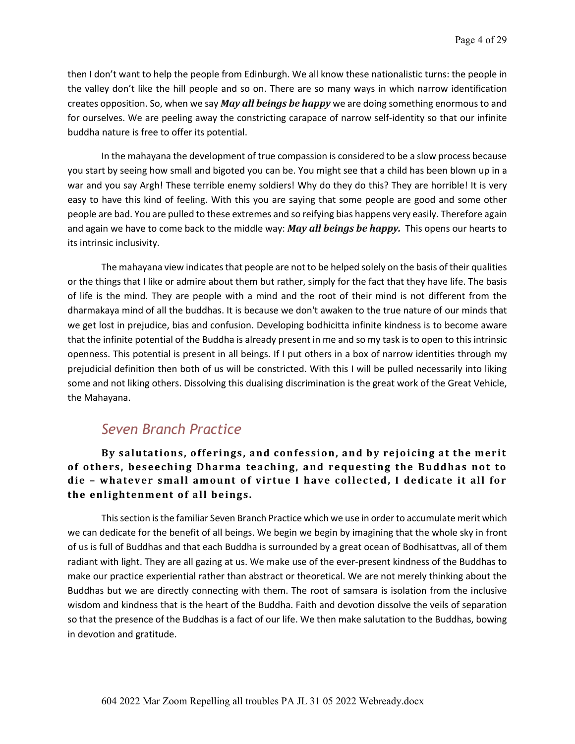then I don't want to help the people from Edinburgh. We all know these nationalistic turns: the people in the valley don't like the hill people and so on. There are so many ways in which narrow identification creates opposition. So, when we say ***May all beings be happy*** we are doing something enormous to and for ourselves. We are peeling away the constricting carapace of narrow self-identity so that our infinite buddha nature is free to offer its potential.

In the mahayana the development of true compassion is considered to be a slow process because you start by seeing how small and bigoted you can be. You might see that a child has been blown up in a war and you say Argh! These terrible enemy soldiers! Why do they do this? They are horrible! It is very easy to have this kind of feeling. With this you are saying that some people are good and some other people are bad. You are pulled to these extremes and so reifying bias happens very easily. Therefore again and again we have to come back to the middle way: ***May all beings be happy.*** This opens our hearts to its intrinsic inclusivity.

The mahayana view indicates that people are not to be helped solely on the basis of their qualities or the things that I like or admire about them but rather, simply for the fact that they have life. The basis of life is the mind. They are people with a mind and the root of their mind is not different from the dharmakaya mind of all the buddhas. It is because we don't awaken to the true nature of our minds that we get lost in prejudice, bias and confusion. Developing bodhicitta infinite kindness is to become aware that the infinite potential of the Buddha is already present in me and so my task is to open to this intrinsic openness. This potential is present in all beings. If I put others in a box of narrow identities through my prejudicial definition then both of us will be constricted. With this I will be pulled necessarily into liking some and not liking others. Dissolving this dualising discrimination is the great work of the Great Vehicle, the Mahayana.

## *Seven Branch Practice*

**By salutations, offerings, and confession, and by rejoicing at the merit of others, beseeching Dharma teaching, and requesting the Buddhas not to die – whatever small amount of virtue I have collected, I dedicate it all for the enlightenment of all beings.**

This section is the familiar Seven Branch Practice which we use in order to accumulate merit which we can dedicate for the benefit of all beings. We begin we begin by imagining that the whole sky in front of us is full of Buddhas and that each Buddha is surrounded by a great ocean of Bodhisattvas, all of them radiant with light. They are all gazing at us. We make use of the ever-present kindness of the Buddhas to make our practice experiential rather than abstract or theoretical. We are not merely thinking about the Buddhas but we are directly connecting with them. The root of samsara is isolation from the inclusive wisdom and kindness that is the heart of the Buddha. Faith and devotion dissolve the veils of separation so that the presence of the Buddhas is a fact of our life. We then make salutation to the Buddhas, bowing in devotion and gratitude.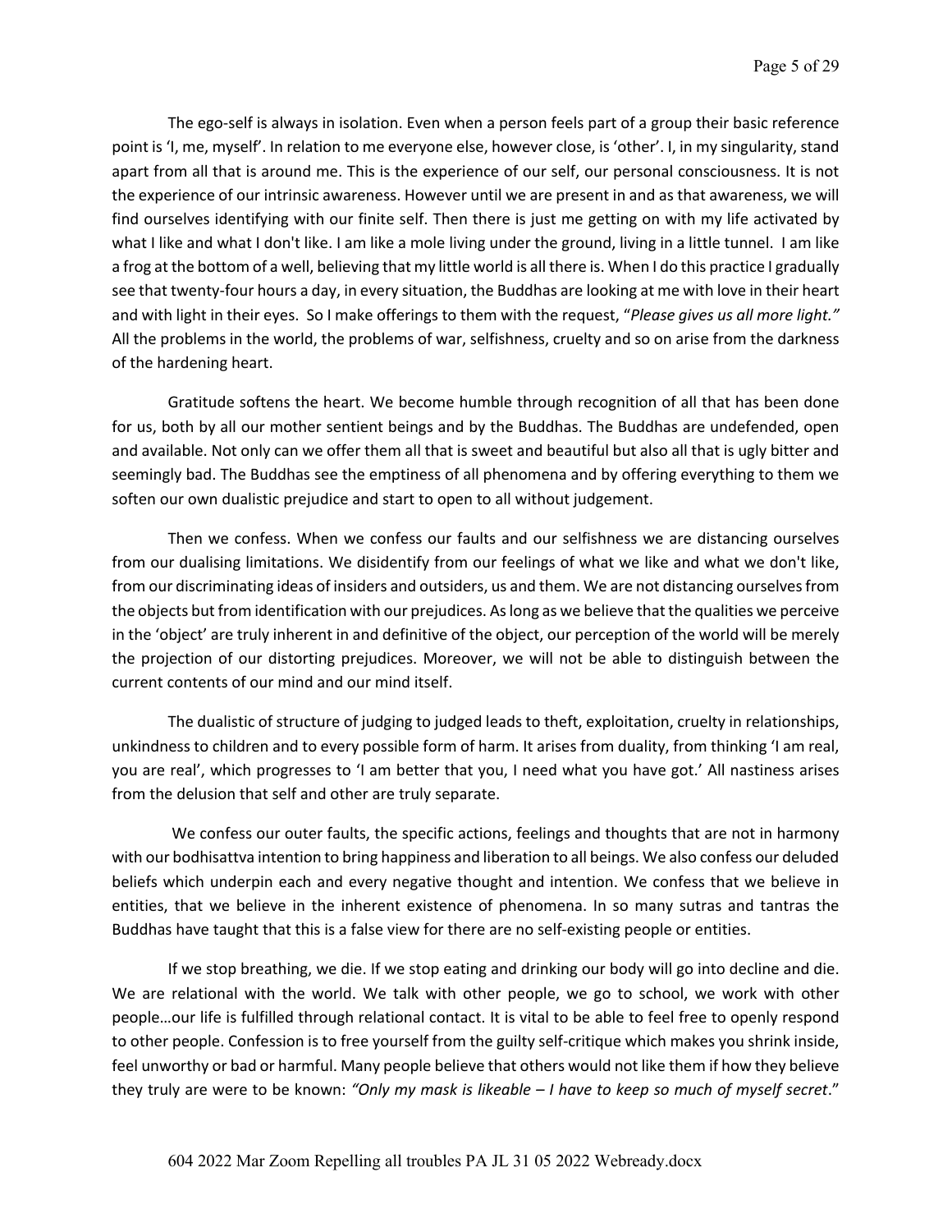The ego-self is always in isolation. Even when a person feels part of a group their basic reference point is 'I, me, myself'. In relation to me everyone else, however close, is 'other'. I, in my singularity, stand apart from all that is around me. This is the experience of our self, our personal consciousness. It is not the experience of our intrinsic awareness. However until we are present in and as that awareness, we will find ourselves identifying with our finite self. Then there is just me getting on with my life activated by what I like and what I don't like. I am like a mole living under the ground, living in a little tunnel. I am like a frog at the bottom of a well, believing that my little world is all there is. When I do this practice I gradually see that twenty-four hours a day, in every situation, the Buddhas are looking at me with love in their heart and with light in their eyes. So I make offerings to them with the request, "*Please gives us all more light."* All the problems in the world, the problems of war, selfishness, cruelty and so on arise from the darkness of the hardening heart.

Gratitude softens the heart. We become humble through recognition of all that has been done for us, both by all our mother sentient beings and by the Buddhas. The Buddhas are undefended, open and available. Not only can we offer them all that is sweet and beautiful but also all that is ugly bitter and seemingly bad. The Buddhas see the emptiness of all phenomena and by offering everything to them we soften our own dualistic prejudice and start to open to all without judgement.

Then we confess. When we confess our faults and our selfishness we are distancing ourselves from our dualising limitations. We disidentify from our feelings of what we like and what we don't like, from our discriminating ideas of insiders and outsiders, us and them. We are not distancing ourselves from the objects but from identification with our prejudices. As long as we believe that the qualities we perceive in the 'object' are truly inherent in and definitive of the object, our perception of the world will be merely the projection of our distorting prejudices. Moreover, we will not be able to distinguish between the current contents of our mind and our mind itself.

The dualistic of structure of judging to judged leads to theft, exploitation, cruelty in relationships, unkindness to children and to every possible form of harm. It arises from duality, from thinking 'I am real, you are real', which progresses to 'I am better that you, I need what you have got.' All nastiness arises from the delusion that self and other are truly separate.

We confess our outer faults, the specific actions, feelings and thoughts that are not in harmony with our bodhisattva intention to bring happiness and liberation to all beings. We also confess our deluded beliefs which underpin each and every negative thought and intention. We confess that we believe in entities, that we believe in the inherent existence of phenomena. In so many sutras and tantras the Buddhas have taught that this is a false view for there are no self-existing people or entities.

If we stop breathing, we die. If we stop eating and drinking our body will go into decline and die. We are relational with the world. We talk with other people, we go to school, we work with other people…our life is fulfilled through relational contact. It is vital to be able to feel free to openly respond to other people. Confession is to free yourself from the guilty self-critique which makes you shrink inside, feel unworthy or bad or harmful. Many people believe that others would not like them if how they believe they truly are were to be known: *"Only my mask is likeable – I have to keep so much of myself secret*."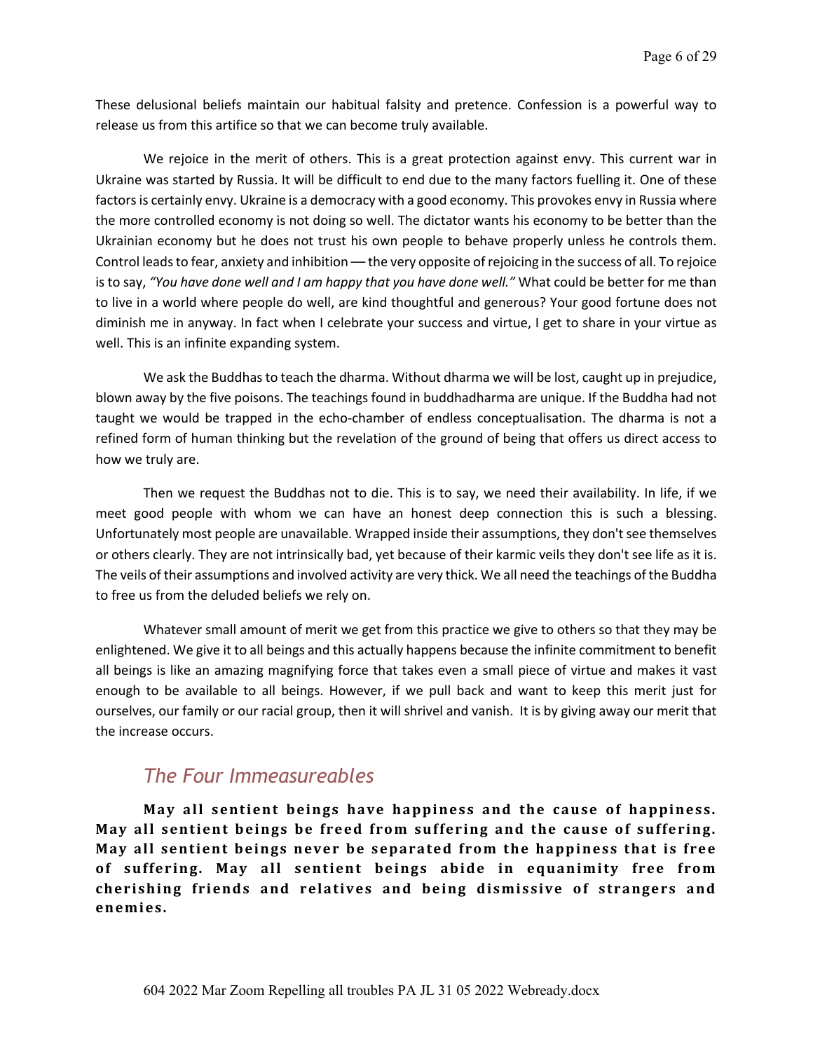These delusional beliefs maintain our habitual falsity and pretence. Confession is a powerful way to release us from this artifice so that we can become truly available.

We rejoice in the merit of others. This is a great protection against envy. This current war in Ukraine was started by Russia. It will be difficult to end due to the many factors fuelling it. One of these factors is certainly envy. Ukraine is a democracy with a good economy. This provokes envy in Russia where the more controlled economy is not doing so well. The dictator wants his economy to be better than the Ukrainian economy but he does not trust his own people to behave properly unless he controls them. Control leads to fear, anxiety and inhibition — the very opposite of rejoicing in the success of all. To rejoice is to say, *"You have done well and I am happy that you have done well."* What could be better for me than to live in a world where people do well, are kind thoughtful and generous? Your good fortune does not diminish me in anyway. In fact when I celebrate your success and virtue, I get to share in your virtue as well. This is an infinite expanding system.

We ask the Buddhas to teach the dharma. Without dharma we will be lost, caught up in prejudice, blown away by the five poisons. The teachings found in buddhadharma are unique. If the Buddha had not taught we would be trapped in the echo-chamber of endless conceptualisation. The dharma is not a refined form of human thinking but the revelation of the ground of being that offers us direct access to how we truly are.

Then we request the Buddhas not to die. This is to say, we need their availability. In life, if we meet good people with whom we can have an honest deep connection this is such a blessing. Unfortunately most people are unavailable. Wrapped inside their assumptions, they don't see themselves or others clearly. They are not intrinsically bad, yet because of their karmic veils they don't see life as it is. The veils of their assumptions and involved activity are very thick. We all need the teachings of the Buddha to free us from the deluded beliefs we rely on.

Whatever small amount of merit we get from this practice we give to others so that they may be enlightened. We give it to all beings and this actually happens because the infinite commitment to benefit all beings is like an amazing magnifying force that takes even a small piece of virtue and makes it vast enough to be available to all beings. However, if we pull back and want to keep this merit just for ourselves, our family or our racial group, then it will shrivel and vanish. It is by giving away our merit that the increase occurs.

## *The Four Immeasureables*

**May all sentient beings have happiness and the cause of happiness. May all sentient beings be freed from suffering and the cause of suffering. May all sentient beings never be separated from the happiness that is free of suffering. May all sentient beings abide in equanimity free from cherishing friends and relatives and being dismissive of strangers and enemies.**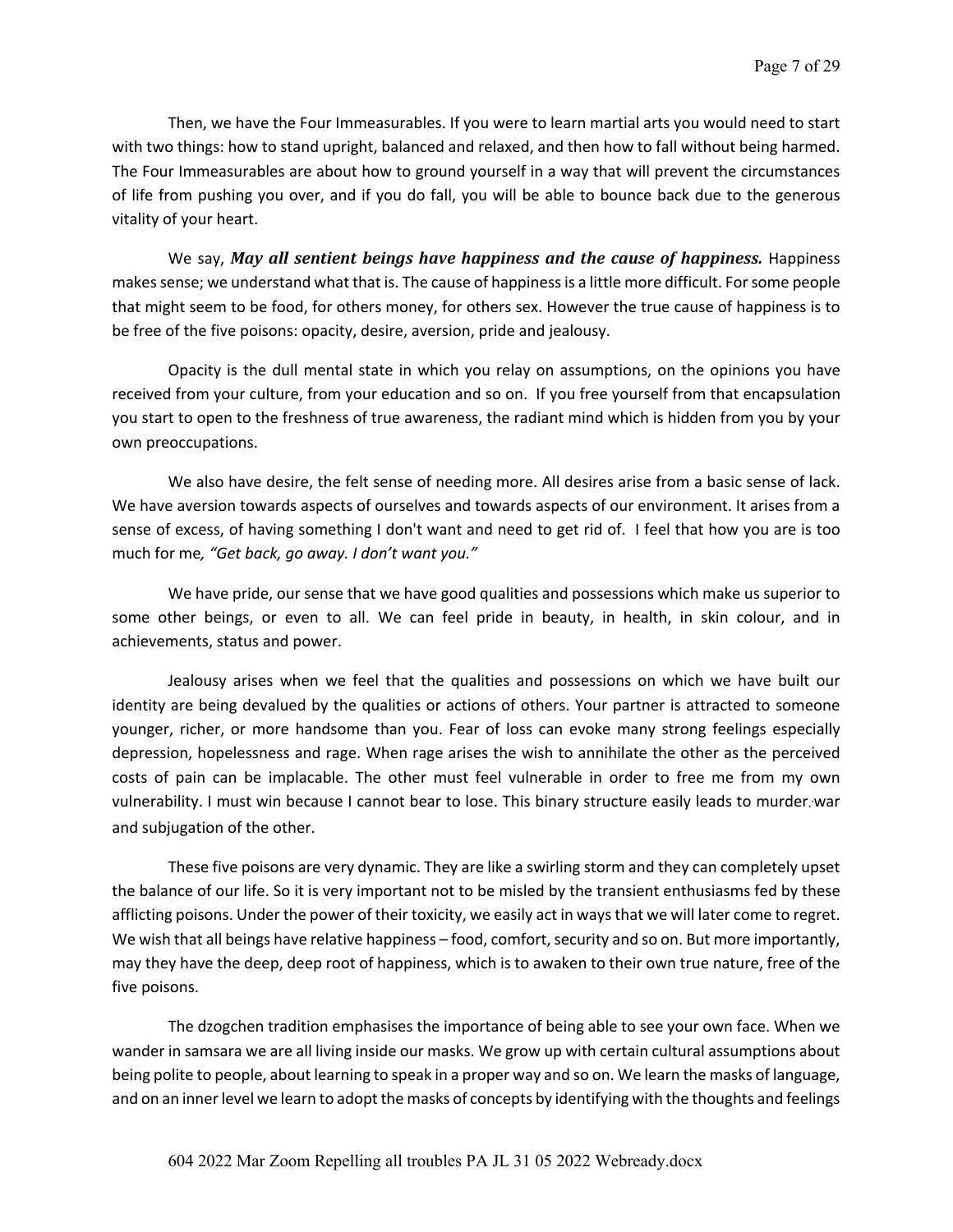Then, we have the Four Immeasurables. If you were to learn martial arts you would need to start with two things: how to stand upright, balanced and relaxed, and then how to fall without being harmed. The Four Immeasurables are about how to ground yourself in a way that will prevent the circumstances of life from pushing you over, and if you do fall, you will be able to bounce back due to the generous vitality of your heart.

We say, ***May all sentient beings have happiness and the cause of happiness.*** Happiness makes sense; we understand what that is. The cause of happiness is a little more difficult. For some people that might seem to be food, for others money, for others sex. However the true cause of happiness is to be free of the five poisons: opacity, desire, aversion, pride and jealousy.

Opacity is the dull mental state in which you relay on assumptions, on the opinions you have received from your culture, from your education and so on. If you free yourself from that encapsulation you start to open to the freshness of true awareness, the radiant mind which is hidden from you by your own preoccupations.

We also have desire, the felt sense of needing more. All desires arise from a basic sense of lack. We have aversion towards aspects of ourselves and towards aspects of our environment. It arises from a sense of excess, of having something I don't want and need to get rid of. I feel that how you are is too much for me*, "Get back, go away. I don't want you."*

We have pride, our sense that we have good qualities and possessions which make us superior to some other beings, or even to all. We can feel pride in beauty, in health, in skin colour, and in achievements, status and power.

Jealousy arises when we feel that the qualities and possessions on which we have built our identity are being devalued by the qualities or actions of others. Your partner is attracted to someone younger, richer, or more handsome than you. Fear of loss can evoke many strong feelings especially depression, hopelessness and rage. When rage arises the wish to annihilate the other as the perceived costs of pain can be implacable. The other must feel vulnerable in order to free me from my own vulnerability. I must win because I cannot bear to lose. This binary structure easily leads to murder, war and subjugation of the other.

These five poisons are very dynamic. They are like a swirling storm and they can completely upset the balance of our life. So it is very important not to be misled by the transient enthusiasms fed by these afflicting poisons. Under the power of their toxicity, we easily act in ways that we will later come to regret. We wish that all beings have relative happiness – food, comfort, security and so on. But more importantly, may they have the deep, deep root of happiness, which is to awaken to their own true nature, free of the five poisons.

The dzogchen tradition emphasises the importance of being able to see your own face. When we wander in samsara we are all living inside our masks. We grow up with certain cultural assumptions about being polite to people, about learning to speak in a proper way and so on. We learn the masks of language, and on an inner level we learn to adopt the masks of concepts by identifying with the thoughts and feelings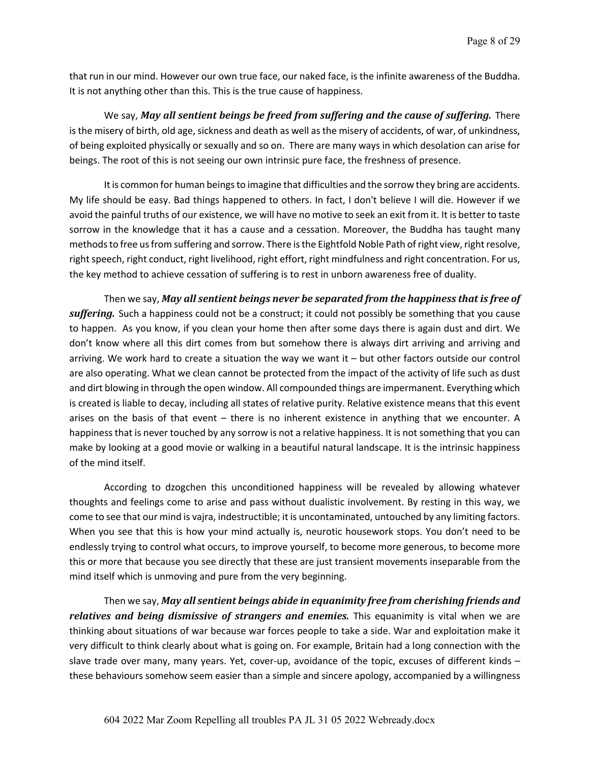that run in our mind. However our own true face, our naked face, is the infinite awareness of the Buddha. It is not anything other than this. This is the true cause of happiness.

We say, ***May all sentient beings be freed from suffering and the cause of suffering.*** There is the misery of birth, old age, sickness and death as well as the misery of accidents, of war, of unkindness, of being exploited physically or sexually and so on. There are many ways in which desolation can arise for beings. The root of this is not seeing our own intrinsic pure face, the freshness of presence.

It is common for human beings to imagine that difficulties and the sorrow they bring are accidents. My life should be easy. Bad things happened to others. In fact, I don't believe I will die. However if we avoid the painful truths of our existence, we will have no motive to seek an exit from it. It is better to taste sorrow in the knowledge that it has a cause and a cessation. Moreover, the Buddha has taught many methods to free us from suffering and sorrow. There is the Eightfold Noble Path of right view, right resolve, right speech, right conduct, right livelihood, right effort, right mindfulness and right concentration. For us, the key method to achieve cessation of suffering is to rest in unborn awareness free of duality.

Then we say, ***May all sentient beings never be separated from the happiness that is free of suffering.*** Such a happiness could not be a construct; it could not possibly be something that you cause to happen. As you know, if you clean your home then after some days there is again dust and dirt. We don't know where all this dirt comes from but somehow there is always dirt arriving and arriving and arriving. We work hard to create a situation the way we want it – but other factors outside our control are also operating. What we clean cannot be protected from the impact of the activity of life such as dust and dirt blowing in through the open window. All compounded things are impermanent. Everything which is created is liable to decay, including all states of relative purity. Relative existence means that this event arises on the basis of that event – there is no inherent existence in anything that we encounter. A happiness that is never touched by any sorrow is not a relative happiness. It is not something that you can make by looking at a good movie or walking in a beautiful natural landscape. It is the intrinsic happiness of the mind itself.

According to dzogchen this unconditioned happiness will be revealed by allowing whatever thoughts and feelings come to arise and pass without dualistic involvement. By resting in this way, we come to see that our mind is vajra, indestructible; it is uncontaminated, untouched by any limiting factors. When you see that this is how your mind actually is, neurotic housework stops. You don't need to be endlessly trying to control what occurs, to improve yourself, to become more generous, to become more this or more that because you see directly that these are just transient movements inseparable from the mind itself which is unmoving and pure from the very beginning.

Then we say, ***May all sentient beings abide in equanimity free from cherishing friends and relatives and being dismissive of strangers and enemies.*** This equanimity is vital when we are thinking about situations of war because war forces people to take a side. War and exploitation make it very difficult to think clearly about what is going on. For example, Britain had a long connection with the slave trade over many, many years. Yet, cover-up, avoidance of the topic, excuses of different kinds – these behaviours somehow seem easier than a simple and sincere apology, accompanied by a willingness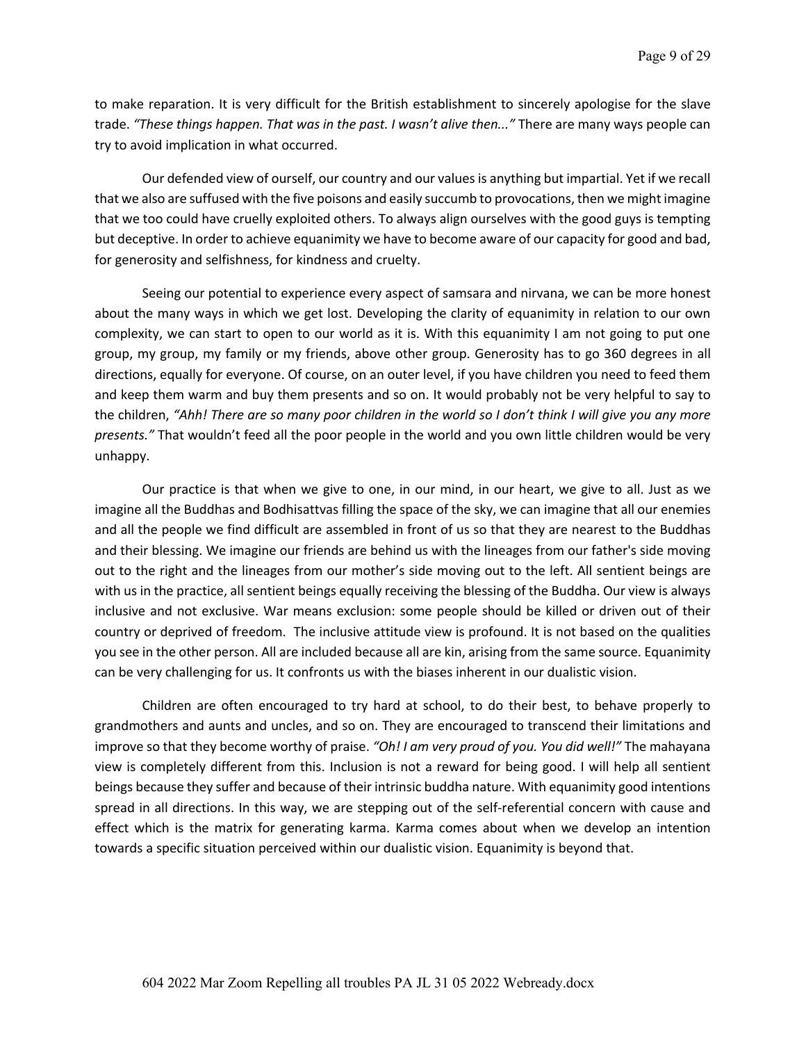to make reparation. It is very difficult for the British establishment to sincerely apologise for the slave trade. *"These things happen. That was in the past. I wasn't alive then..."* There are many ways people can try to avoid implication in what occurred.

Our defended view of ourself, our country and our values is anything but impartial. Yet if we recall that we also are suffused with the five poisons and easily succumb to provocations, then we might imagine that we too could have cruelly exploited others. To always align ourselves with the good guys is tempting but deceptive. In order to achieve equanimity we have to become aware of our capacity for good and bad, for generosity and selfishness, for kindness and cruelty.

Seeing our potential to experience every aspect of samsara and nirvana, we can be more honest about the many ways in which we get lost. Developing the clarity of equanimity in relation to our own complexity, we can start to open to our world as it is. With this equanimity I am not going to put one group, my group, my family or my friends, above other group. Generosity has to go 360 degrees in all directions, equally for everyone. Of course, on an outer level, if you have children you need to feed them and keep them warm and buy them presents and so on. It would probably not be very helpful to say to the children, *"Ahh! There are so many poor children in the world so I don't think I will give you any more presents."* That wouldn't feed all the poor people in the world and you own little children would be very unhappy.

Our practice is that when we give to one, in our mind, in our heart, we give to all. Just as we imagine all the Buddhas and Bodhisattvas filling the space of the sky, we can imagine that all our enemies and all the people we find difficult are assembled in front of us so that they are nearest to the Buddhas and their blessing. We imagine our friends are behind us with the lineages from our father's side moving out to the right and the lineages from our mother's side moving out to the left. All sentient beings are with us in the practice, all sentient beings equally receiving the blessing of the Buddha. Our view is always inclusive and not exclusive. War means exclusion: some people should be killed or driven out of their country or deprived of freedom. The inclusive attitude view is profound. It is not based on the qualities you see in the other person. All are included because all are kin, arising from the same source. Equanimity can be very challenging for us. It confronts us with the biases inherent in our dualistic vision.

Children are often encouraged to try hard at school, to do their best, to behave properly to grandmothers and aunts and uncles, and so on. They are encouraged to transcend their limitations and improve so that they become worthy of praise. *"Oh! I am very proud of you. You did well!"* The mahayana view is completely different from this. Inclusion is not a reward for being good. I will help all sentient beings because they suffer and because of their intrinsic buddha nature. With equanimity good intentions spread in all directions. In this way, we are stepping out of the self-referential concern with cause and effect which is the matrix for generating karma. Karma comes about when we develop an intention towards a specific situation perceived within our dualistic vision. Equanimity is beyond that.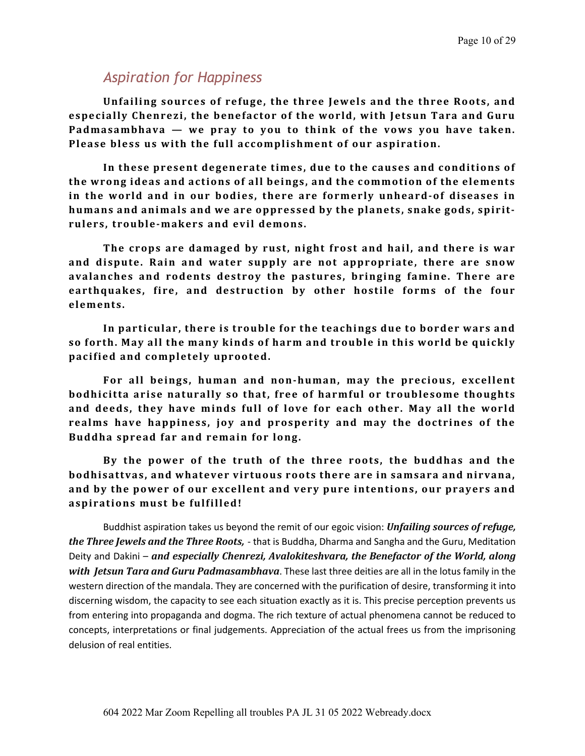## *Aspiration for Happiness*

**Unfailing sources of refuge, the three Jewels and the three Roots, and especially Chenrezi, the benefactor of the world, with Jetsun Tara and Guru Padmasambhava — we pray to you to think of the vows you have taken. Please bless us with the full accomplishment of our aspiration.**

**In these present degenerate times, due to the causes and conditions of the wrong ideas and actions of all beings, and the commotion of the elements in the world and in our bodies, there are formerly unheard-of diseases in humans and animals and we are oppressed by the planets, snake gods, spirit-rulers, trouble-makers and evil demons.**

**The crops are damaged by rust, night frost and hail, and there is war and dispute. Rain and water supply are not appropriate, there are snow avalanches and rodents destroy the pastures, bringing famine. There are earthquakes, fire, and destruction by other hostile forms of the four elements.**

**In particular, there is trouble for the teachings due to border wars and so forth. May all the many kinds of harm and trouble in this world be quickly pacified and completely uprooted.**

**For all beings, human and non-human, may the precious, excellent bodhicitta arise naturally so that, free of harmful or troublesome thoughts and deeds, they have minds full of love for each other. May all the world realms have happiness, joy and prosperity and may the doctrines of the Buddha spread far and remain for long.**

**By the power of the truth of the three roots, the buddhas and the bodhisattvas, and whatever virtuous roots there are in samsara and nirvana, and by the power of our excellent and very pure intentions, our prayers and aspirations must be fulfilled!**

Buddhist aspiration takes us beyond the remit of our egoic vision: ***Unfailing sources of refuge, the Three Jewels and the Three Roots,*** - that is Buddha, Dharma and Sangha and the Guru, Meditation Deity and Dakini – ***and especially Chenrezi, Avalokiteshvara, the Benefactor of the World, along with Jetsun Tara and Guru Padmasambhava***. These last three deities are all in the lotus family in the western direction of the mandala. They are concerned with the purification of desire, transforming it into discerning wisdom, the capacity to see each situation exactly as it is. This precise perception prevents us from entering into propaganda and dogma. The rich texture of actual phenomena cannot be reduced to concepts, interpretations or final judgements. Appreciation of the actual frees us from the imprisoning delusion of real entities.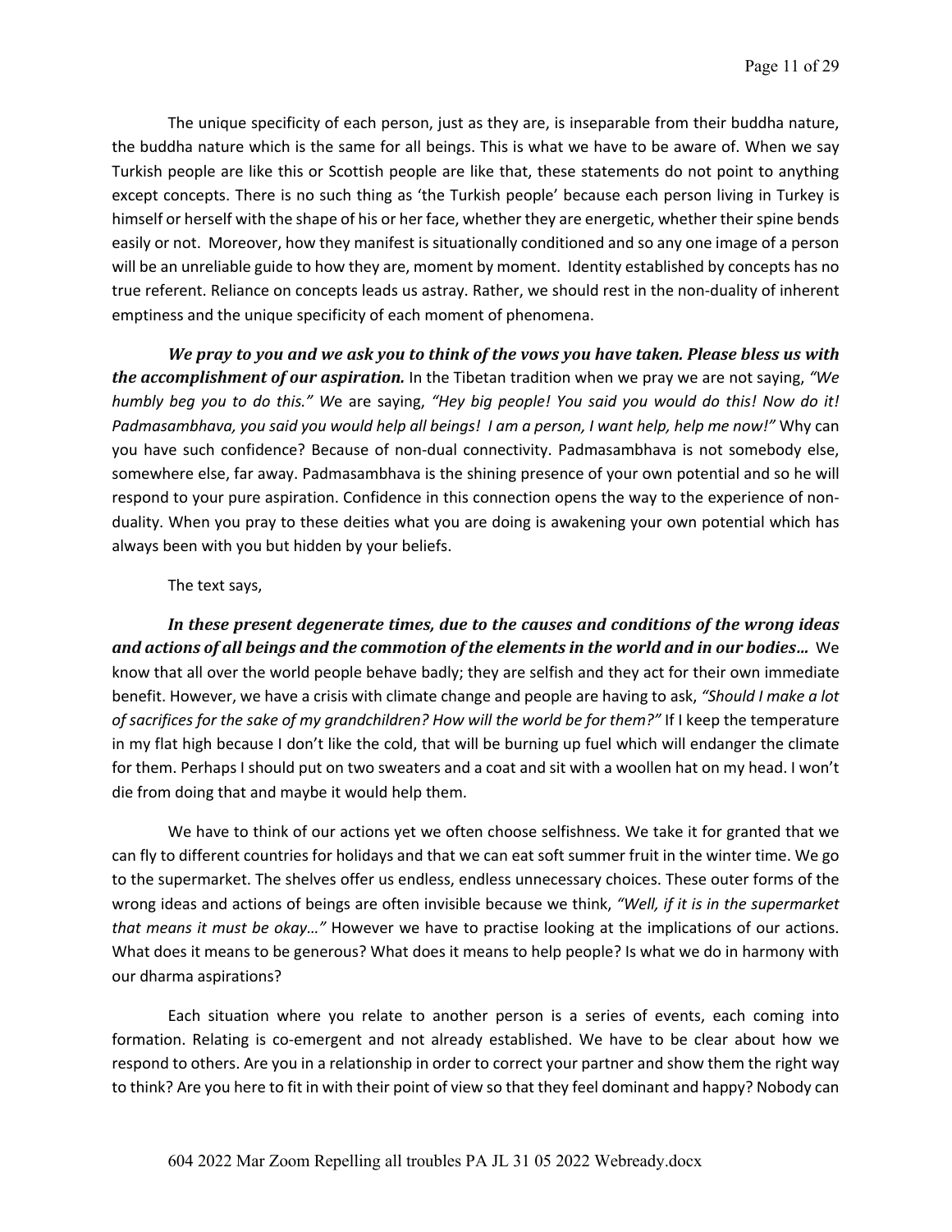The unique specificity of each person, just as they are, is inseparable from their buddha nature, the buddha nature which is the same for all beings. This is what we have to be aware of. When we say Turkish people are like this or Scottish people are like that, these statements do not point to anything except concepts. There is no such thing as 'the Turkish people' because each person living in Turkey is himself or herself with the shape of his or her face, whether they are energetic, whether their spine bends easily or not. Moreover, how they manifest is situationally conditioned and so any one image of a person will be an unreliable guide to how they are, moment by moment. Identity established by concepts has no true referent. Reliance on concepts leads us astray. Rather, we should rest in the non-duality of inherent emptiness and the unique specificity of each moment of phenomena.

***We pray to you and we ask you to think of the vows you have taken. Please bless us with the accomplishment of our aspiration.*** In the Tibetan tradition when we pray we are not saying, *"We humbly beg you to do this."* We are saying, *"Hey big people! You said you would do this! Now do it! Padmasambhava, you said you would help all beings! I am a person, I want help, help me now!"* Why can you have such confidence? Because of non-dual connectivity. Padmasambhava is not somebody else, somewhere else, far away. Padmasambhava is the shining presence of your own potential and so he will respond to your pure aspiration. Confidence in this connection opens the way to the experience of non-duality. When you pray to these deities what you are doing is awakening your own potential which has always been with you but hidden by your beliefs.

The text says,

***In these present degenerate times, due to the causes and conditions of the wrong ideas and actions of all beings and the commotion of the elements in the world and in our bodies…*** We know that all over the world people behave badly; they are selfish and they act for their own immediate benefit. However, we have a crisis with climate change and people are having to ask, *"Should I make a lot of sacrifices for the sake of my grandchildren? How will the world be for them?"* If I keep the temperature in my flat high because I don't like the cold, that will be burning up fuel which will endanger the climate for them. Perhaps I should put on two sweaters and a coat and sit with a woollen hat on my head. I won't die from doing that and maybe it would help them.

We have to think of our actions yet we often choose selfishness. We take it for granted that we can fly to different countries for holidays and that we can eat soft summer fruit in the winter time. We go to the supermarket. The shelves offer us endless, endless unnecessary choices. These outer forms of the wrong ideas and actions of beings are often invisible because we think, *"Well, if it is in the supermarket that means it must be okay…"* However we have to practise looking at the implications of our actions. What does it means to be generous? What does it means to help people? Is what we do in harmony with our dharma aspirations?

Each situation where you relate to another person is a series of events, each coming into formation. Relating is co-emergent and not already established. We have to be clear about how we respond to others. Are you in a relationship in order to correct your partner and show them the right way to think? Are you here to fit in with their point of view so that they feel dominant and happy? Nobody can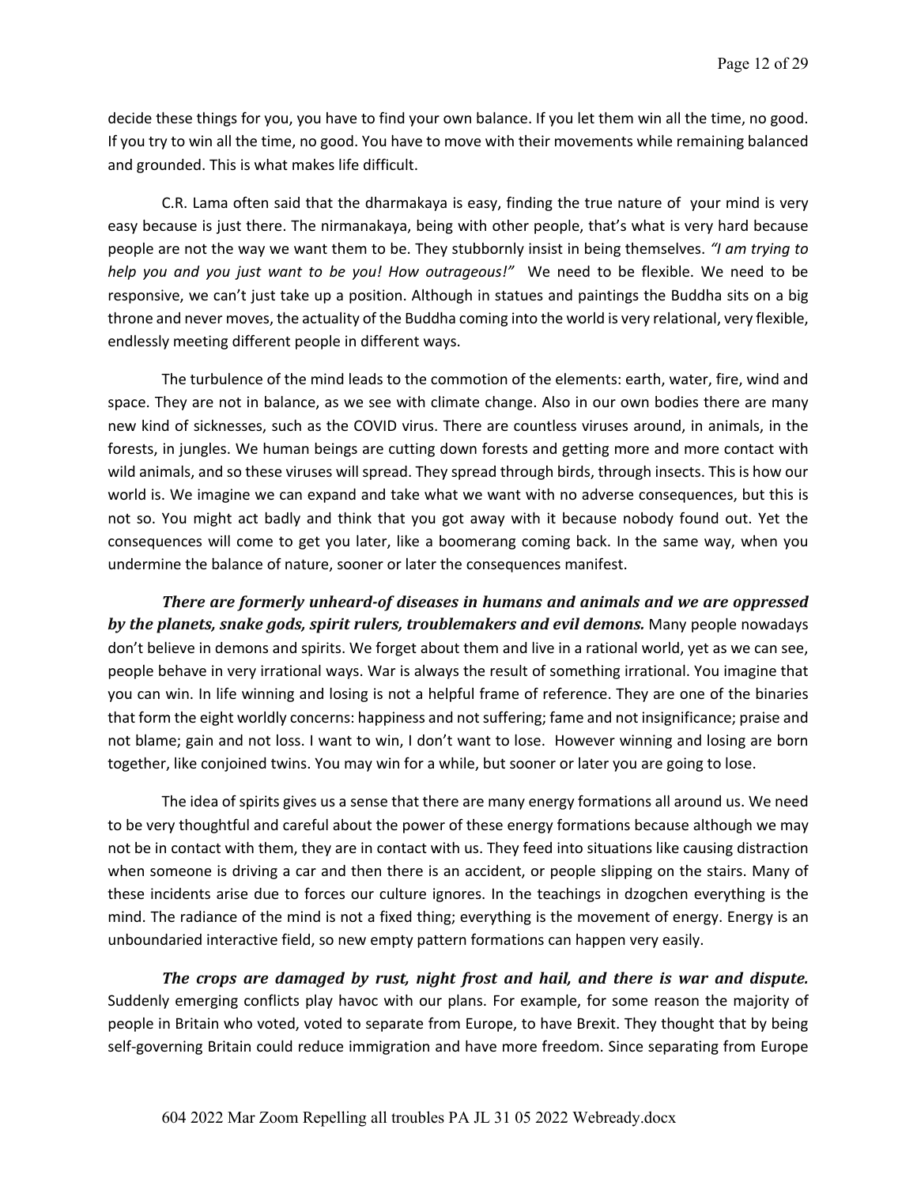decide these things for you, you have to find your own balance. If you let them win all the time, no good. If you try to win all the time, no good. You have to move with their movements while remaining balanced and grounded. This is what makes life difficult.

C.R. Lama often said that the dharmakaya is easy, finding the true nature of your mind is very easy because is just there. The nirmanakaya, being with other people, that's what is very hard because people are not the way we want them to be. They stubbornly insist in being themselves. *"I am trying to help you and you just want to be you! How outrageous!"* We need to be flexible. We need to be responsive, we can't just take up a position. Although in statues and paintings the Buddha sits on a big throne and never moves, the actuality of the Buddha coming into the world is very relational, very flexible, endlessly meeting different people in different ways.

The turbulence of the mind leads to the commotion of the elements: earth, water, fire, wind and space. They are not in balance, as we see with climate change. Also in our own bodies there are many new kind of sicknesses, such as the COVID virus. There are countless viruses around, in animals, in the forests, in jungles. We human beings are cutting down forests and getting more and more contact with wild animals, and so these viruses will spread. They spread through birds, through insects. This is how our world is. We imagine we can expand and take what we want with no adverse consequences, but this is not so. You might act badly and think that you got away with it because nobody found out. Yet the consequences will come to get you later, like a boomerang coming back. In the same way, when you undermine the balance of nature, sooner or later the consequences manifest.

***There are formerly unheard-of diseases in humans and animals and we are oppressed by the planets, snake gods, spirit rulers, troublemakers and evil demons.*** Many people nowadays don't believe in demons and spirits. We forget about them and live in a rational world, yet as we can see, people behave in very irrational ways. War is always the result of something irrational. You imagine that you can win. In life winning and losing is not a helpful frame of reference. They are one of the binaries that form the eight worldly concerns: happiness and not suffering; fame and not insignificance; praise and not blame; gain and not loss. I want to win, I don't want to lose. However winning and losing are born together, like conjoined twins. You may win for a while, but sooner or later you are going to lose.

The idea of spirits gives us a sense that there are many energy formations all around us. We need to be very thoughtful and careful about the power of these energy formations because although we may not be in contact with them, they are in contact with us. They feed into situations like causing distraction when someone is driving a car and then there is an accident, or people slipping on the stairs. Many of these incidents arise due to forces our culture ignores. In the teachings in dzogchen everything is the mind. The radiance of the mind is not a fixed thing; everything is the movement of energy. Energy is an unboundaried interactive field, so new empty pattern formations can happen very easily.

***The crops are damaged by rust, night frost and hail, and there is war and dispute.*** Suddenly emerging conflicts play havoc with our plans. For example, for some reason the majority of people in Britain who voted, voted to separate from Europe, to have Brexit. They thought that by being self-governing Britain could reduce immigration and have more freedom. Since separating from Europe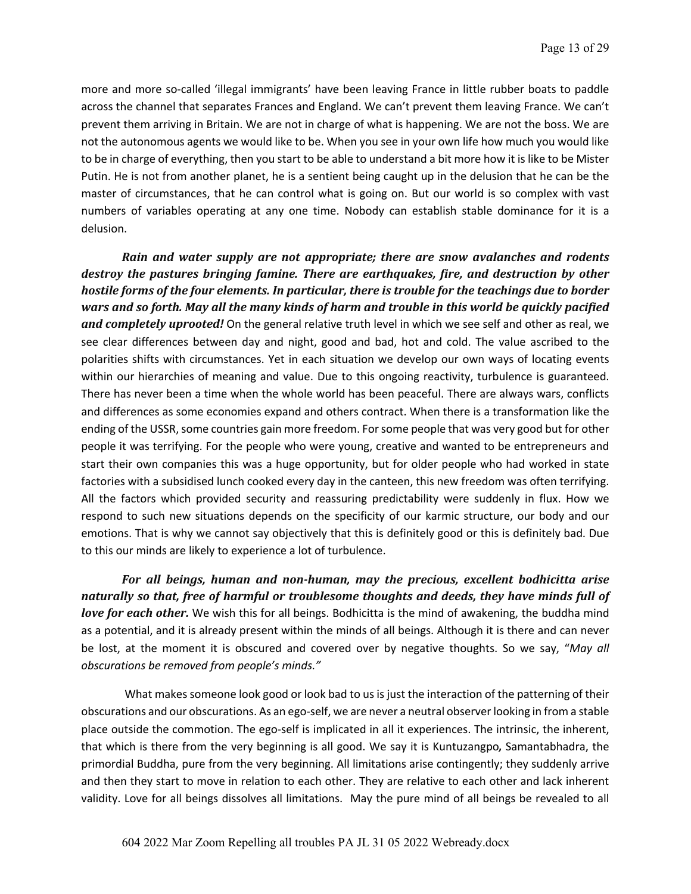more and more so-called 'illegal immigrants' have been leaving France in little rubber boats to paddle across the channel that separates Frances and England. We can't prevent them leaving France. We can't prevent them arriving in Britain. We are not in charge of what is happening. We are not the boss. We are not the autonomous agents we would like to be. When you see in your own life how much you would like to be in charge of everything, then you start to be able to understand a bit more how it is like to be Mister Putin. He is not from another planet, he is a sentient being caught up in the delusion that he can be the master of circumstances, that he can control what is going on. But our world is so complex with vast numbers of variables operating at any one time. Nobody can establish stable dominance for it is a delusion.

***Rain and water supply are not appropriate; there are snow avalanches and rodents destroy the pastures bringing famine. There are earthquakes, fire, and destruction by other hostile forms of the four elements. In particular, there is trouble for the teachings due to border wars and so forth. May all the many kinds of harm and trouble in this world be quickly pacified and completely uprooted!*** On the general relative truth level in which we see self and other as real, we see clear differences between day and night, good and bad, hot and cold. The value ascribed to the polarities shifts with circumstances. Yet in each situation we develop our own ways of locating events within our hierarchies of meaning and value. Due to this ongoing reactivity, turbulence is guaranteed. There has never been a time when the whole world has been peaceful. There are always wars, conflicts and differences as some economies expand and others contract. When there is a transformation like the ending of the USSR, some countries gain more freedom. For some people that was very good but for other people it was terrifying. For the people who were young, creative and wanted to be entrepreneurs and start their own companies this was a huge opportunity, but for older people who had worked in state factories with a subsidised lunch cooked every day in the canteen, this new freedom was often terrifying. All the factors which provided security and reassuring predictability were suddenly in flux. How we respond to such new situations depends on the specificity of our karmic structure, our body and our emotions. That is why we cannot say objectively that this is definitely good or this is definitely bad. Due to this our minds are likely to experience a lot of turbulence.

***For all beings, human and non-human, may the precious, excellent bodhicitta arise naturally so that, free of harmful or troublesome thoughts and deeds, they have minds full of love for each other.*** We wish this for all beings. Bodhicitta is the mind of awakening, the buddha mind as a potential, and it is already present within the minds of all beings. Although it is there and can never be lost, at the moment it is obscured and covered over by negative thoughts. So we say, "*May all obscurations be removed from people's minds."*

What makes someone look good or look bad to us is just the interaction of the patterning of their obscurations and our obscurations. As an ego-self, we are never a neutral observer looking in from a stable place outside the commotion. The ego-self is implicated in all it experiences. The intrinsic, the inherent, that which is there from the very beginning is all good. We say it is Kuntuzangpo*,* Samantabhadra, the primordial Buddha, pure from the very beginning. All limitations arise contingently; they suddenly arrive and then they start to move in relation to each other. They are relative to each other and lack inherent validity. Love for all beings dissolves all limitations. May the pure mind of all beings be revealed to all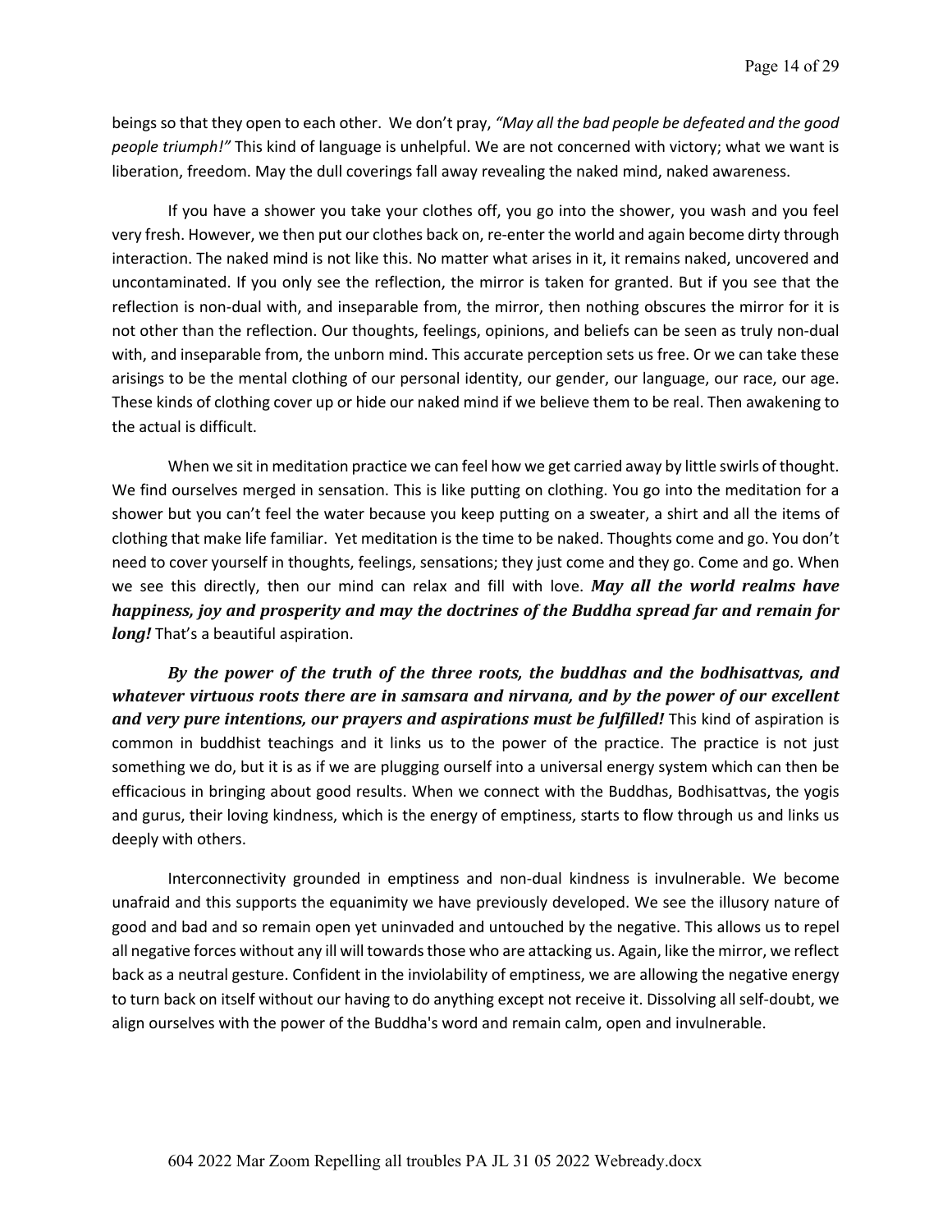beings so that they open to each other. We don't pray, *"May all the bad people be defeated and the good people triumph!"* This kind of language is unhelpful. We are not concerned with victory; what we want is liberation, freedom. May the dull coverings fall away revealing the naked mind, naked awareness.

If you have a shower you take your clothes off, you go into the shower, you wash and you feel very fresh. However, we then put our clothes back on, re-enter the world and again become dirty through interaction. The naked mind is not like this. No matter what arises in it, it remains naked, uncovered and uncontaminated. If you only see the reflection, the mirror is taken for granted. But if you see that the reflection is non-dual with, and inseparable from, the mirror, then nothing obscures the mirror for it is not other than the reflection. Our thoughts, feelings, opinions, and beliefs can be seen as truly non-dual with, and inseparable from, the unborn mind. This accurate perception sets us free. Or we can take these arisings to be the mental clothing of our personal identity, our gender, our language, our race, our age. These kinds of clothing cover up or hide our naked mind if we believe them to be real. Then awakening to the actual is difficult.

When we sit in meditation practice we can feel how we get carried away by little swirls of thought. We find ourselves merged in sensation. This is like putting on clothing. You go into the meditation for a shower but you can't feel the water because you keep putting on a sweater, a shirt and all the items of clothing that make life familiar. Yet meditation is the time to be naked. Thoughts come and go. You don't need to cover yourself in thoughts, feelings, sensations; they just come and they go. Come and go. When we see this directly, then our mind can relax and fill with love. ***May all the world realms have happiness, joy and prosperity and may the doctrines of the Buddha spread far and remain for long!*** That's a beautiful aspiration.

***By the power of the truth of the three roots, the buddhas and the bodhisattvas, and whatever virtuous roots there are in samsara and nirvana, and by the power of our excellent and very pure intentions, our prayers and aspirations must be fulfilled!*** This kind of aspiration is common in buddhist teachings and it links us to the power of the practice. The practice is not just something we do, but it is as if we are plugging ourself into a universal energy system which can then be efficacious in bringing about good results. When we connect with the Buddhas, Bodhisattvas, the yogis and gurus, their loving kindness, which is the energy of emptiness, starts to flow through us and links us deeply with others.

Interconnectivity grounded in emptiness and non-dual kindness is invulnerable. We become unafraid and this supports the equanimity we have previously developed. We see the illusory nature of good and bad and so remain open yet uninvaded and untouched by the negative. This allows us to repel all negative forces without any ill will towards those who are attacking us. Again, like the mirror, we reflect back as a neutral gesture. Confident in the inviolability of emptiness, we are allowing the negative energy to turn back on itself without our having to do anything except not receive it. Dissolving all self-doubt, we align ourselves with the power of the Buddha's word and remain calm, open and invulnerable.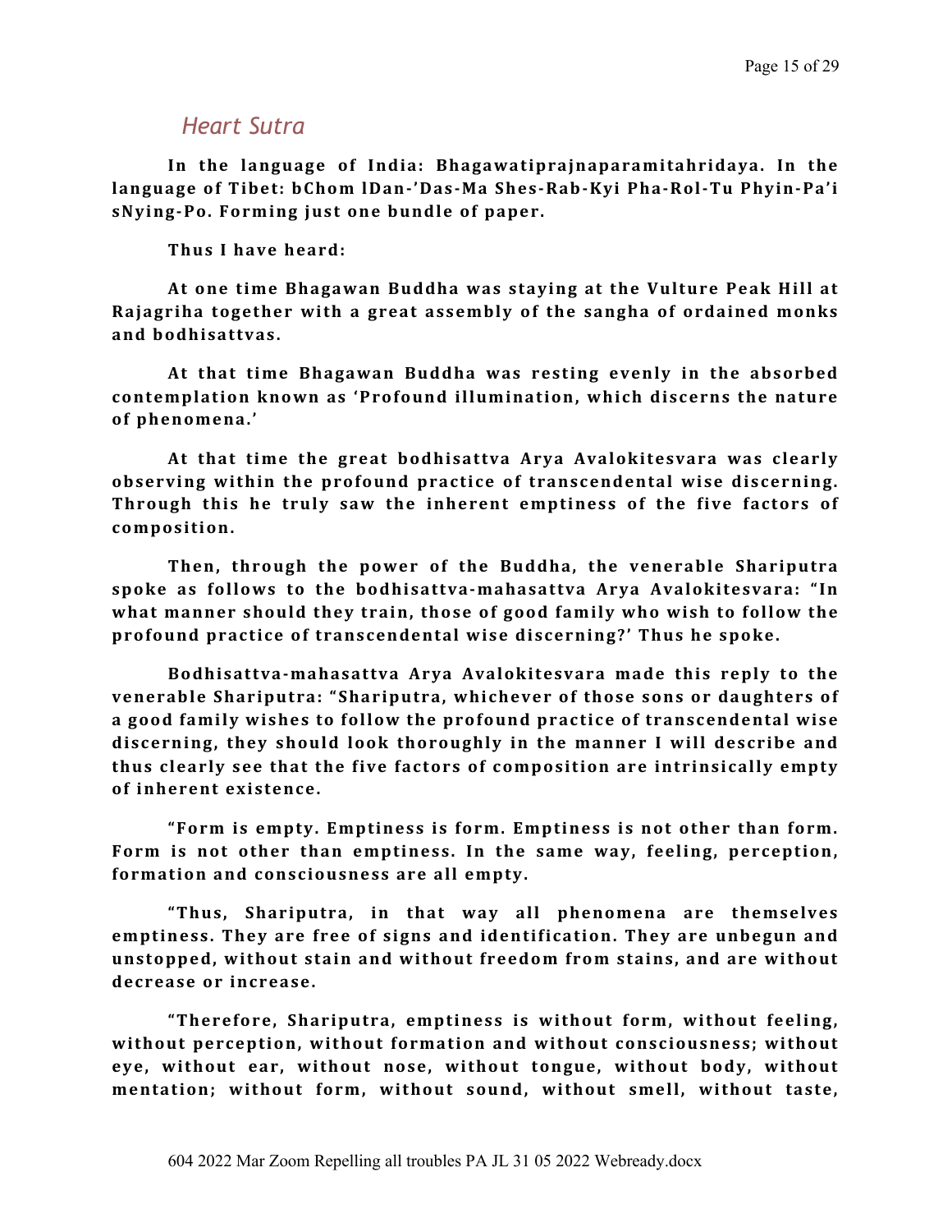## *Heart Sutra*

**In the language of India: Bhagawatiprajnaparamitahridaya. In the language of Tibet: bChom lDan-'Das-Ma Shes-Rab-Kyi Pha-Rol-Tu Phyin-Pa'i sNying-Po. Forming just one bundle of paper.**

**Thus I have heard:**

**At one time Bhagawan Buddha was staying at the Vulture Peak Hill at Rajagriha together with a great assembly of the sangha of ordained monks and bodhisattvas.**

**At that time Bhagawan Buddha was resting evenly in the absorbed contemplation known as 'Profound illumination, which discerns the nature of phenomena.'**

**At that time the great bodhisattva Arya Avalokitesvara was clearly observing within the profound practice of transcendental wise discerning. Through this he truly saw the inherent emptiness of the five factors of composition.**

**Then, through the power of the Buddha, the venerable Shariputra spoke as follows to the bodhisattva-mahasattva Arya Avalokitesvara: "In what manner should they train, those of good family who wish to follow the profound practice of transcendental wise discerning?' Thus he spoke.**

**Bodhisattva-mahasattva Arya Avalokitesvara made this reply to the venerable Shariputra: "Shariputra, whichever of those sons or daughters of a good family wishes to follow the profound practice of transcendental wise discerning, they should look thoroughly in the manner I will describe and thus clearly see that the five factors of composition are intrinsically empty of inherent existence.**

**"Form is empty. Emptiness is form. Emptiness is not other than form. Form is not other than emptiness. In the same way, feeling, perception, formation and consciousness are all empty.**

**"Thus, Shariputra, in that way all phenomena are themselves emptiness. They are free of signs and identification. They are unbegun and unstopped, without stain and without freedom from stains, and are without decrease or increase.**

**"Therefore, Shariputra, emptiness is without form, without feeling, without perception, without formation and without consciousness; without eye, without ear, without nose, without tongue, without body, without mentation; without form, without sound, without smell, without taste,**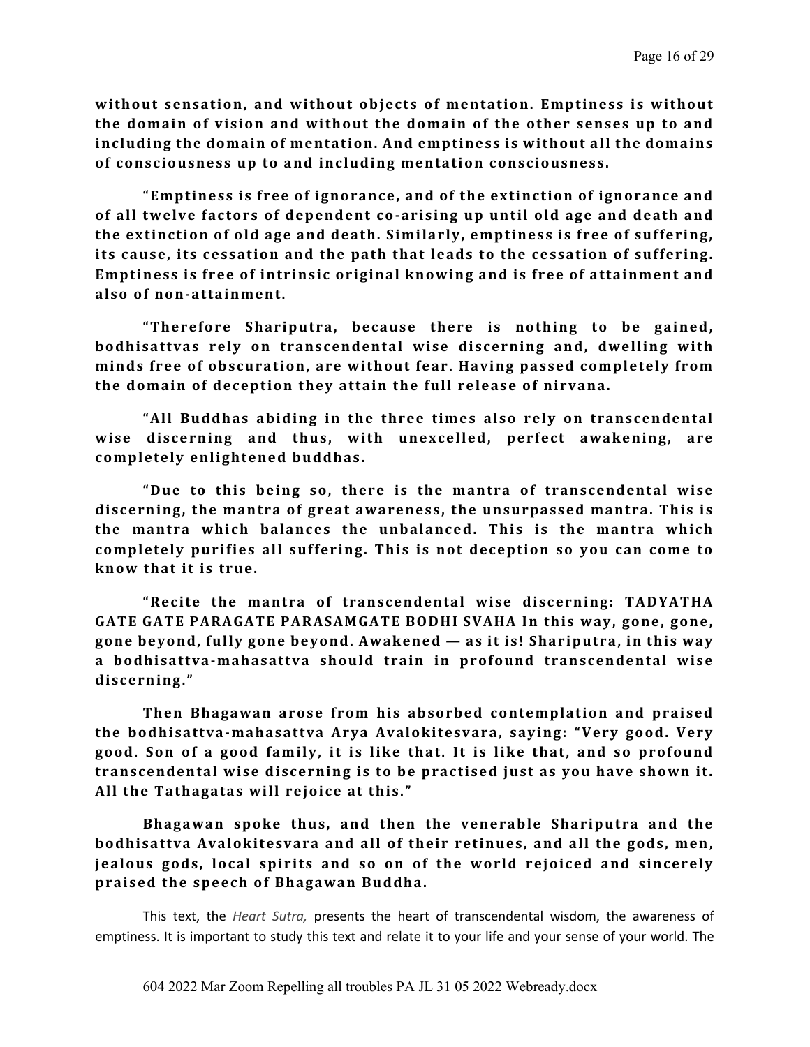**without sensation, and without objects of mentation. Emptiness is without the domain of vision and without the domain of the other senses up to and including the domain of mentation. And emptiness is without all the domains of consciousness up to and including mentation consciousness.**

**"Emptiness is free of ignorance, and of the extinction of ignorance and of all twelve factors of dependent co-arising up until old age and death and the extinction of old age and death. Similarly, emptiness is free of suffering, its cause, its cessation and the path that leads to the cessation of suffering. Emptiness is free of intrinsic original knowing and is free of attainment and also of non-attainment.**

**"Therefore Shariputra, because there is nothing to be gained, bodhisattvas rely on transcendental wise discerning and, dwelling with minds free of obscuration, are without fear. Having passed completely from the domain of deception they attain the full release of nirvana.**

**"All Buddhas abiding in the three times also rely on transcendental wise discerning and thus, with unexcelled, perfect awakening, are completely enlightened buddhas.**

**"Due to this being so, there is the mantra of transcendental wise discerning, the mantra of great awareness, the unsurpassed mantra. This is the mantra which balances the unbalanced. This is the mantra which completely purifies all suffering. This is not deception so you can come to know that it is true.**

**"Recite the mantra of transcendental wise discerning: TADYATHA GATE GATE PARAGATE PARASAMGATE BODHI SVAHA In this way, gone, gone, gone beyond, fully gone beyond. Awakened — as it is! Shariputra, in this way a bodhisattva-mahasattva should train in profound transcendental wise discerning."**

**Then Bhagawan arose from his absorbed contemplation and praised the bodhisattva-mahasattva Arya Avalokitesvara, saying: "Very good. Very good. Son of a good family, it is like that. It is like that, and so profound transcendental wise discerning is to be practised just as you have shown it. All the Tathagatas will rejoice at this."**

**Bhagawan spoke thus, and then the venerable Shariputra and the bodhisattva Avalokitesvara and all of their retinues, and all the gods, men, jealous gods, local spirits and so on of the world rejoiced and sincerely praised the speech of Bhagawan Buddha.**

This text, the *Heart Sutra,* presents the heart of transcendental wisdom, the awareness of emptiness. It is important to study this text and relate it to your life and your sense of your world. The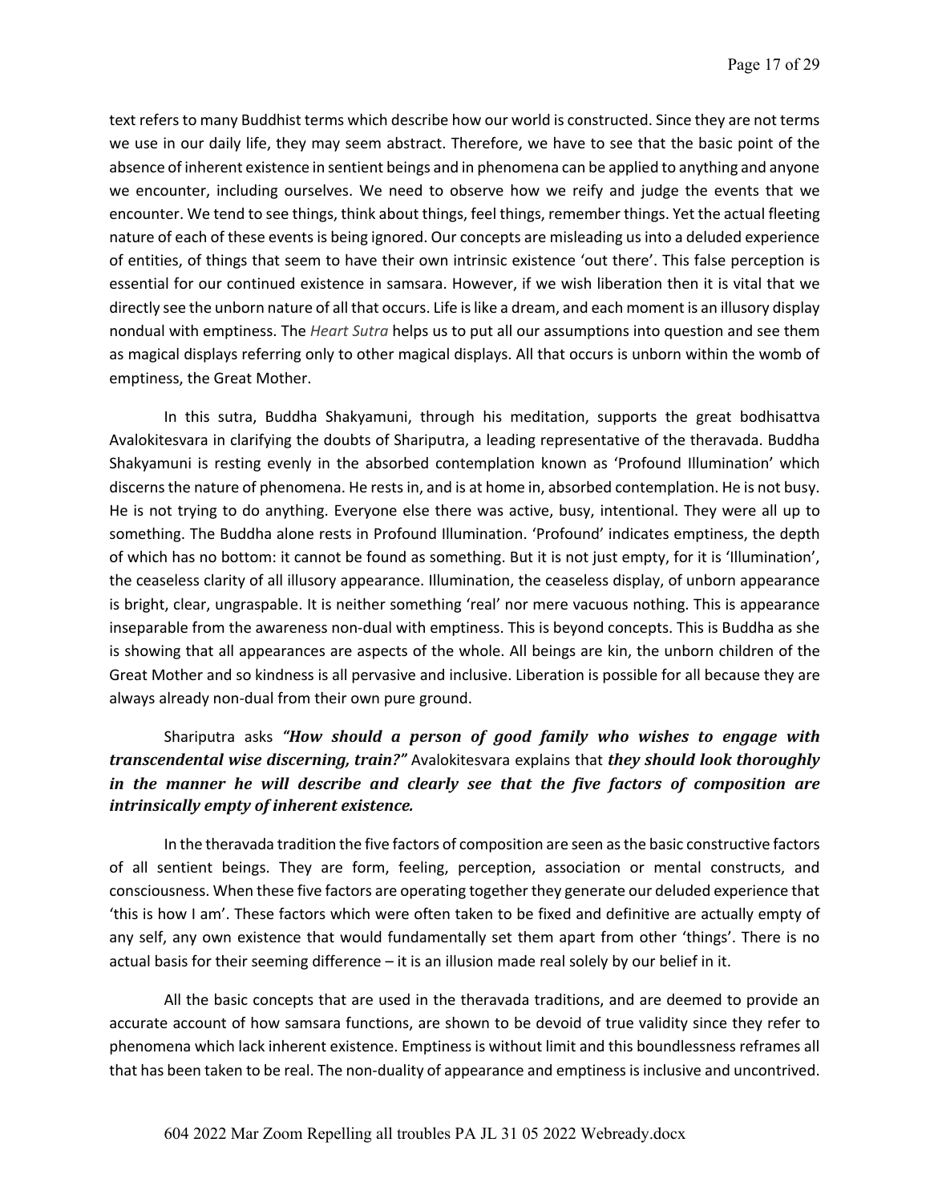text refers to many Buddhist terms which describe how our world is constructed. Since they are not terms we use in our daily life, they may seem abstract. Therefore, we have to see that the basic point of the absence of inherent existence in sentient beings and in phenomena can be applied to anything and anyone we encounter, including ourselves. We need to observe how we reify and judge the events that we encounter. We tend to see things, think about things, feel things, remember things. Yet the actual fleeting nature of each of these events is being ignored. Our concepts are misleading us into a deluded experience of entities, of things that seem to have their own intrinsic existence 'out there'. This false perception is essential for our continued existence in samsara. However, if we wish liberation then it is vital that we directly see the unborn nature of all that occurs. Life is like a dream, and each moment is an illusory display nondual with emptiness. The *Heart Sutra* helps us to put all our assumptions into question and see them as magical displays referring only to other magical displays. All that occurs is unborn within the womb of emptiness, the Great Mother.

In this sutra, Buddha Shakyamuni, through his meditation, supports the great bodhisattva Avalokitesvara in clarifying the doubts of Shariputra, a leading representative of the theravada. Buddha Shakyamuni is resting evenly in the absorbed contemplation known as 'Profound Illumination' which discerns the nature of phenomena. He rests in, and is at home in, absorbed contemplation. He is not busy. He is not trying to do anything. Everyone else there was active, busy, intentional. They were all up to something. The Buddha alone rests in Profound Illumination. 'Profound' indicates emptiness, the depth of which has no bottom: it cannot be found as something. But it is not just empty, for it is 'Illumination', the ceaseless clarity of all illusory appearance. Illumination, the ceaseless display, of unborn appearance is bright, clear, ungraspable. It is neither something 'real' nor mere vacuous nothing. This is appearance inseparable from the awareness non-dual with emptiness. This is beyond concepts. This is Buddha as she is showing that all appearances are aspects of the whole. All beings are kin, the unborn children of the Great Mother and so kindness is all pervasive and inclusive. Liberation is possible for all because they are always already non-dual from their own pure ground.

Shariputra asks ***"How should a person of good family who wishes to engage with transcendental wise discerning, train?"*** Avalokitesvara explains that ***they should look thoroughly in the manner he will describe and clearly see that the five factors of composition are intrinsically empty of inherent existence.***

In the theravada tradition the five factors of composition are seen as the basic constructive factors of all sentient beings. They are form, feeling, perception, association or mental constructs, and consciousness. When these five factors are operating together they generate our deluded experience that 'this is how I am'. These factors which were often taken to be fixed and definitive are actually empty of any self, any own existence that would fundamentally set them apart from other 'things'. There is no actual basis for their seeming difference – it is an illusion made real solely by our belief in it.

All the basic concepts that are used in the theravada traditions, and are deemed to provide an accurate account of how samsara functions, are shown to be devoid of true validity since they refer to phenomena which lack inherent existence. Emptiness is without limit and this boundlessness reframes all that has been taken to be real. The non-duality of appearance and emptiness is inclusive and uncontrived.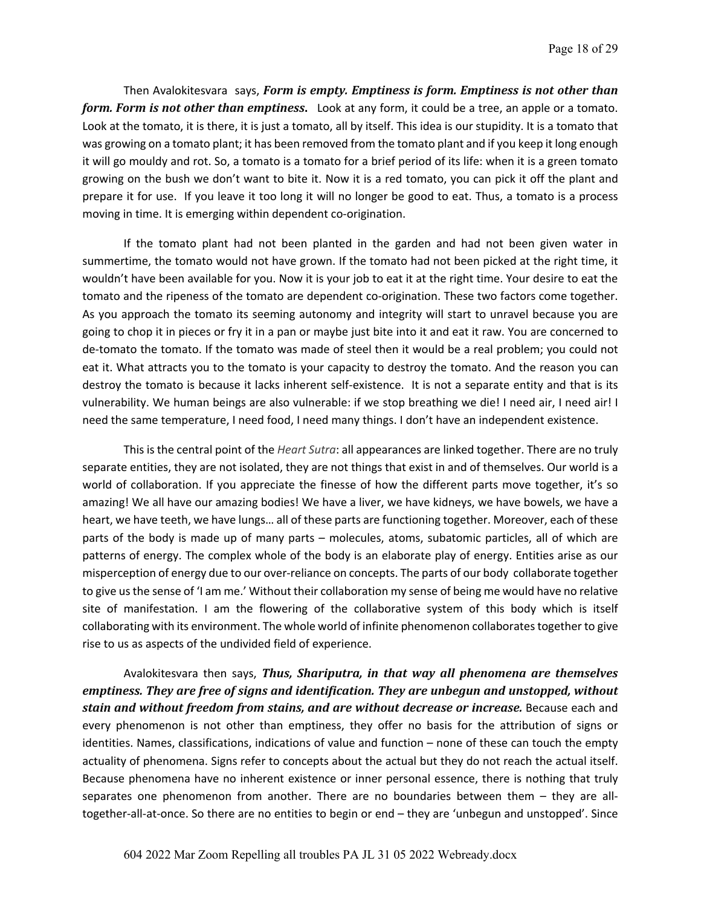Then Avalokitesvara says, ***Form is empty. Emptiness is form. Emptiness is not other than form. Form is not other than emptiness.*** Look at any form, it could be a tree, an apple or a tomato. Look at the tomato, it is there, it is just a tomato, all by itself. This idea is our stupidity. It is a tomato that was growing on a tomato plant; it has been removed from the tomato plant and if you keep it long enough it will go mouldy and rot. So, a tomato is a tomato for a brief period of its life: when it is a green tomato growing on the bush we don't want to bite it. Now it is a red tomato, you can pick it off the plant and prepare it for use. If you leave it too long it will no longer be good to eat. Thus, a tomato is a process moving in time. It is emerging within dependent co-origination.

If the tomato plant had not been planted in the garden and had not been given water in summertime, the tomato would not have grown. If the tomato had not been picked at the right time, it wouldn't have been available for you. Now it is your job to eat it at the right time. Your desire to eat the tomato and the ripeness of the tomato are dependent co-origination. These two factors come together. As you approach the tomato its seeming autonomy and integrity will start to unravel because you are going to chop it in pieces or fry it in a pan or maybe just bite into it and eat it raw. You are concerned to de-tomato the tomato. If the tomato was made of steel then it would be a real problem; you could not eat it. What attracts you to the tomato is your capacity to destroy the tomato. And the reason you can destroy the tomato is because it lacks inherent self-existence. It is not a separate entity and that is its vulnerability. We human beings are also vulnerable: if we stop breathing we die! I need air, I need air! I need the same temperature, I need food, I need many things. I don't have an independent existence.

This is the central point of the *Heart Sutra*: all appearances are linked together. There are no truly separate entities, they are not isolated, they are not things that exist in and of themselves. Our world is a world of collaboration. If you appreciate the finesse of how the different parts move together, it's so amazing! We all have our amazing bodies! We have a liver, we have kidneys, we have bowels, we have a heart, we have teeth, we have lungs… all of these parts are functioning together. Moreover, each of these parts of the body is made up of many parts – molecules, atoms, subatomic particles, all of which are patterns of energy. The complex whole of the body is an elaborate play of energy. Entities arise as our misperception of energy due to our over-reliance on concepts. The parts of our body collaborate together to give us the sense of 'I am me.' Without their collaboration my sense of being me would have no relative site of manifestation. I am the flowering of the collaborative system of this body which is itself collaborating with its environment. The whole world of infinite phenomenon collaborates together to give rise to us as aspects of the undivided field of experience.

Avalokitesvara then says, ***Thus, Shariputra, in that way all phenomena are themselves emptiness. They are free of signs and identification. They are unbegun and unstopped, without stain and without freedom from stains, and are without decrease or increase.*** Because each and every phenomenon is not other than emptiness, they offer no basis for the attribution of signs or identities. Names, classifications, indications of value and function – none of these can touch the empty actuality of phenomena. Signs refer to concepts about the actual but they do not reach the actual itself. Because phenomena have no inherent existence or inner personal essence, there is nothing that truly separates one phenomenon from another. There are no boundaries between them – they are all-together-all-at-once. So there are no entities to begin or end – they are 'unbegun and unstopped'. Since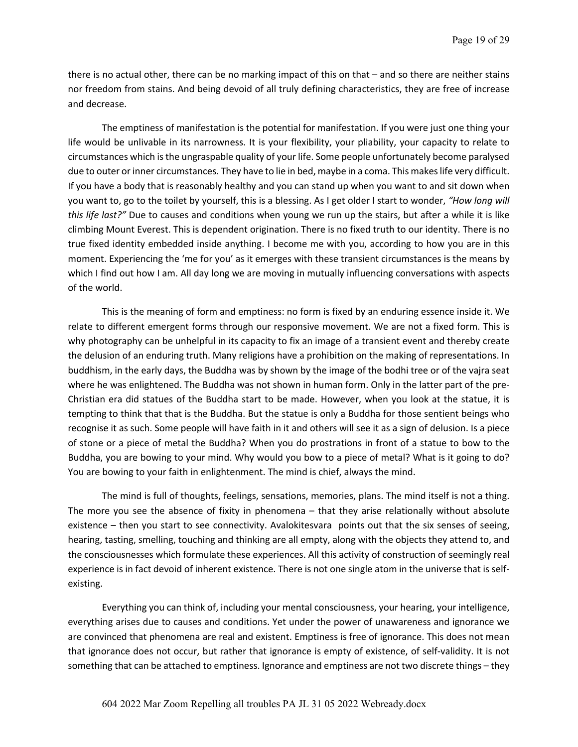there is no actual other, there can be no marking impact of this on that – and so there are neither stains nor freedom from stains. And being devoid of all truly defining characteristics, they are free of increase and decrease.

The emptiness of manifestation is the potential for manifestation. If you were just one thing your life would be unlivable in its narrowness. It is your flexibility, your pliability, your capacity to relate to circumstances which is the ungraspable quality of your life. Some people unfortunately become paralysed due to outer or inner circumstances. They have to lie in bed, maybe in a coma. This makes life very difficult. If you have a body that is reasonably healthy and you can stand up when you want to and sit down when you want to, go to the toilet by yourself, this is a blessing. As I get older I start to wonder, *"How long will this life last?"* Due to causes and conditions when young we run up the stairs, but after a while it is like climbing Mount Everest. This is dependent origination. There is no fixed truth to our identity. There is no true fixed identity embedded inside anything. I become me with you, according to how you are in this moment. Experiencing the 'me for you' as it emerges with these transient circumstances is the means by which I find out how I am. All day long we are moving in mutually influencing conversations with aspects of the world.

This is the meaning of form and emptiness: no form is fixed by an enduring essence inside it. We relate to different emergent forms through our responsive movement. We are not a fixed form. This is why photography can be unhelpful in its capacity to fix an image of a transient event and thereby create the delusion of an enduring truth. Many religions have a prohibition on the making of representations. In buddhism, in the early days, the Buddha was by shown by the image of the bodhi tree or of the vajra seat where he was enlightened. The Buddha was not shown in human form. Only in the latter part of the pre-Christian era did statues of the Buddha start to be made. However, when you look at the statue, it is tempting to think that that is the Buddha. But the statue is only a Buddha for those sentient beings who recognise it as such. Some people will have faith in it and others will see it as a sign of delusion. Is a piece of stone or a piece of metal the Buddha? When you do prostrations in front of a statue to bow to the Buddha, you are bowing to your mind. Why would you bow to a piece of metal? What is it going to do? You are bowing to your faith in enlightenment. The mind is chief, always the mind.

The mind is full of thoughts, feelings, sensations, memories, plans. The mind itself is not a thing. The more you see the absence of fixity in phenomena – that they arise relationally without absolute existence – then you start to see connectivity. Avalokitesvara points out that the six senses of seeing, hearing, tasting, smelling, touching and thinking are all empty, along with the objects they attend to, and the consciousnesses which formulate these experiences. All this activity of construction of seemingly real experience is in fact devoid of inherent existence. There is not one single atom in the universe that is self-existing.

Everything you can think of, including your mental consciousness, your hearing, your intelligence, everything arises due to causes and conditions. Yet under the power of unawareness and ignorance we are convinced that phenomena are real and existent. Emptiness is free of ignorance. This does not mean that ignorance does not occur, but rather that ignorance is empty of existence, of self-validity. It is not something that can be attached to emptiness. Ignorance and emptiness are not two discrete things – they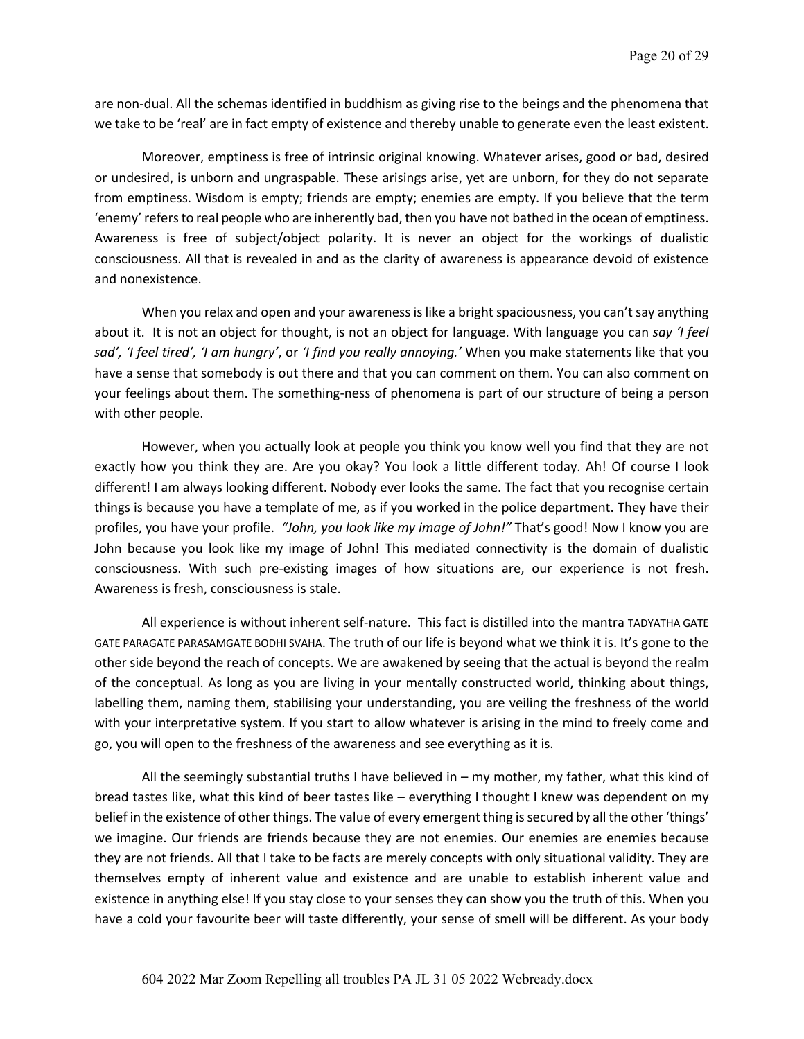are non-dual. All the schemas identified in buddhism as giving rise to the beings and the phenomena that we take to be 'real' are in fact empty of existence and thereby unable to generate even the least existent.

Moreover, emptiness is free of intrinsic original knowing. Whatever arises, good or bad, desired or undesired, is unborn and ungraspable. These arisings arise, yet are unborn, for they do not separate from emptiness. Wisdom is empty; friends are empty; enemies are empty. If you believe that the term 'enemy' refers to real people who are inherently bad, then you have not bathed in the ocean of emptiness. Awareness is free of subject/object polarity. It is never an object for the workings of dualistic consciousness. All that is revealed in and as the clarity of awareness is appearance devoid of existence and nonexistence.

When you relax and open and your awareness is like a bright spaciousness, you can't say anything about it. It is not an object for thought, is not an object for language. With language you can *say 'I feel sad', 'I feel tired', 'I am hungry'*, or *'I find you really annoying.'* When you make statements like that you have a sense that somebody is out there and that you can comment on them. You can also comment on your feelings about them. The something-ness of phenomena is part of our structure of being a person with other people.

However, when you actually look at people you think you know well you find that they are not exactly how you think they are. Are you okay? You look a little different today. Ah! Of course I look different! I am always looking different. Nobody ever looks the same. The fact that you recognise certain things is because you have a template of me, as if you worked in the police department. They have their profiles, you have your profile. *"John, you look like my image of John!"* That's good! Now I know you are John because you look like my image of John! This mediated connectivity is the domain of dualistic consciousness. With such pre-existing images of how situations are, our experience is not fresh. Awareness is fresh, consciousness is stale.

All experience is without inherent self-nature. This fact is distilled into the mantra TADYATHA GATE GATE PARAGATE PARASAMGATE BODHI SVAHA. The truth of our life is beyond what we think it is. It's gone to the other side beyond the reach of concepts. We are awakened by seeing that the actual is beyond the realm of the conceptual. As long as you are living in your mentally constructed world, thinking about things, labelling them, naming them, stabilising your understanding, you are veiling the freshness of the world with your interpretative system. If you start to allow whatever is arising in the mind to freely come and go, you will open to the freshness of the awareness and see everything as it is.

All the seemingly substantial truths I have believed in – my mother, my father, what this kind of bread tastes like, what this kind of beer tastes like – everything I thought I knew was dependent on my belief in the existence of other things. The value of every emergent thing is secured by all the other 'things' we imagine. Our friends are friends because they are not enemies. Our enemies are enemies because they are not friends. All that I take to be facts are merely concepts with only situational validity. They are themselves empty of inherent value and existence and are unable to establish inherent value and existence in anything else! If you stay close to your senses they can show you the truth of this. When you have a cold your favourite beer will taste differently, your sense of smell will be different. As your body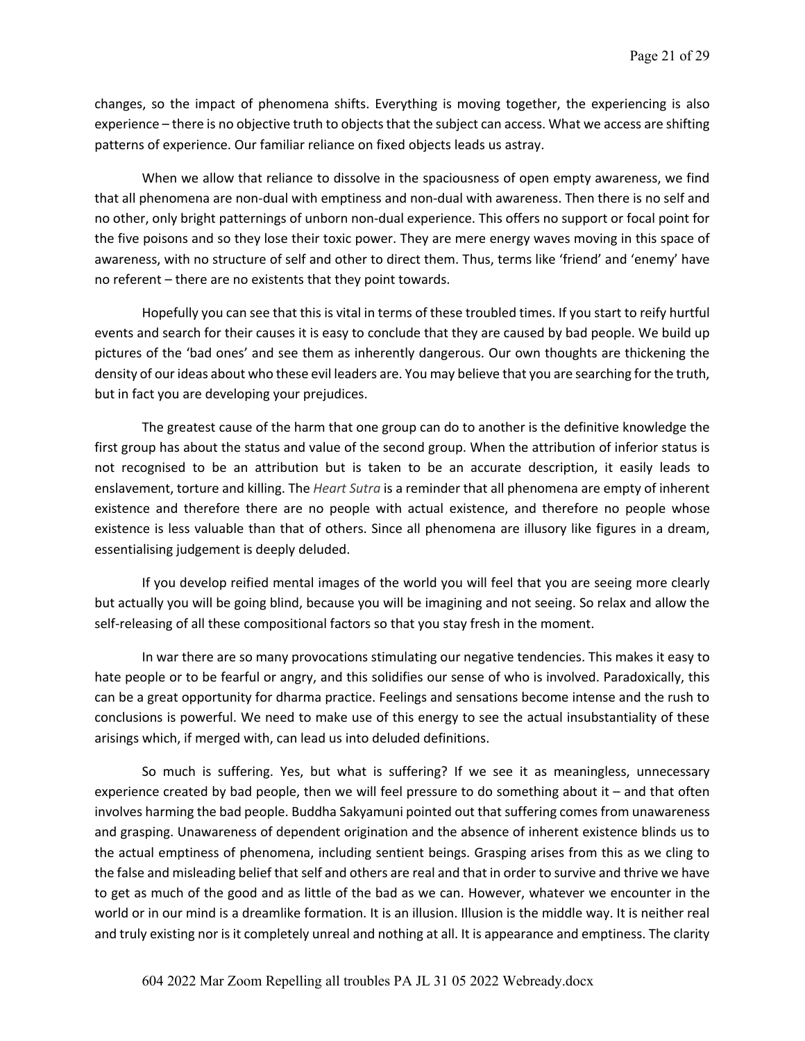changes, so the impact of phenomena shifts. Everything is moving together, the experiencing is also experience – there is no objective truth to objects that the subject can access. What we access are shifting patterns of experience. Our familiar reliance on fixed objects leads us astray.

When we allow that reliance to dissolve in the spaciousness of open empty awareness, we find that all phenomena are non-dual with emptiness and non-dual with awareness. Then there is no self and no other, only bright patternings of unborn non-dual experience. This offers no support or focal point for the five poisons and so they lose their toxic power. They are mere energy waves moving in this space of awareness, with no structure of self and other to direct them. Thus, terms like 'friend' and 'enemy' have no referent – there are no existents that they point towards.

Hopefully you can see that this is vital in terms of these troubled times. If you start to reify hurtful events and search for their causes it is easy to conclude that they are caused by bad people. We build up pictures of the 'bad ones' and see them as inherently dangerous. Our own thoughts are thickening the density of our ideas about who these evil leaders are. You may believe that you are searching for the truth, but in fact you are developing your prejudices.

The greatest cause of the harm that one group can do to another is the definitive knowledge the first group has about the status and value of the second group. When the attribution of inferior status is not recognised to be an attribution but is taken to be an accurate description, it easily leads to enslavement, torture and killing. The *Heart Sutra* is a reminder that all phenomena are empty of inherent existence and therefore there are no people with actual existence, and therefore no people whose existence is less valuable than that of others. Since all phenomena are illusory like figures in a dream, essentialising judgement is deeply deluded.

If you develop reified mental images of the world you will feel that you are seeing more clearly but actually you will be going blind, because you will be imagining and not seeing. So relax and allow the self-releasing of all these compositional factors so that you stay fresh in the moment.

In war there are so many provocations stimulating our negative tendencies. This makes it easy to hate people or to be fearful or angry, and this solidifies our sense of who is involved. Paradoxically, this can be a great opportunity for dharma practice. Feelings and sensations become intense and the rush to conclusions is powerful. We need to make use of this energy to see the actual insubstantiality of these arisings which, if merged with, can lead us into deluded definitions.

So much is suffering. Yes, but what is suffering? If we see it as meaningless, unnecessary experience created by bad people, then we will feel pressure to do something about it – and that often involves harming the bad people. Buddha Sakyamuni pointed out that suffering comes from unawareness and grasping. Unawareness of dependent origination and the absence of inherent existence blinds us to the actual emptiness of phenomena, including sentient beings. Grasping arises from this as we cling to the false and misleading belief that self and others are real and that in order to survive and thrive we have to get as much of the good and as little of the bad as we can. However, whatever we encounter in the world or in our mind is a dreamlike formation. It is an illusion. Illusion is the middle way. It is neither real and truly existing nor is it completely unreal and nothing at all. It is appearance and emptiness. The clarity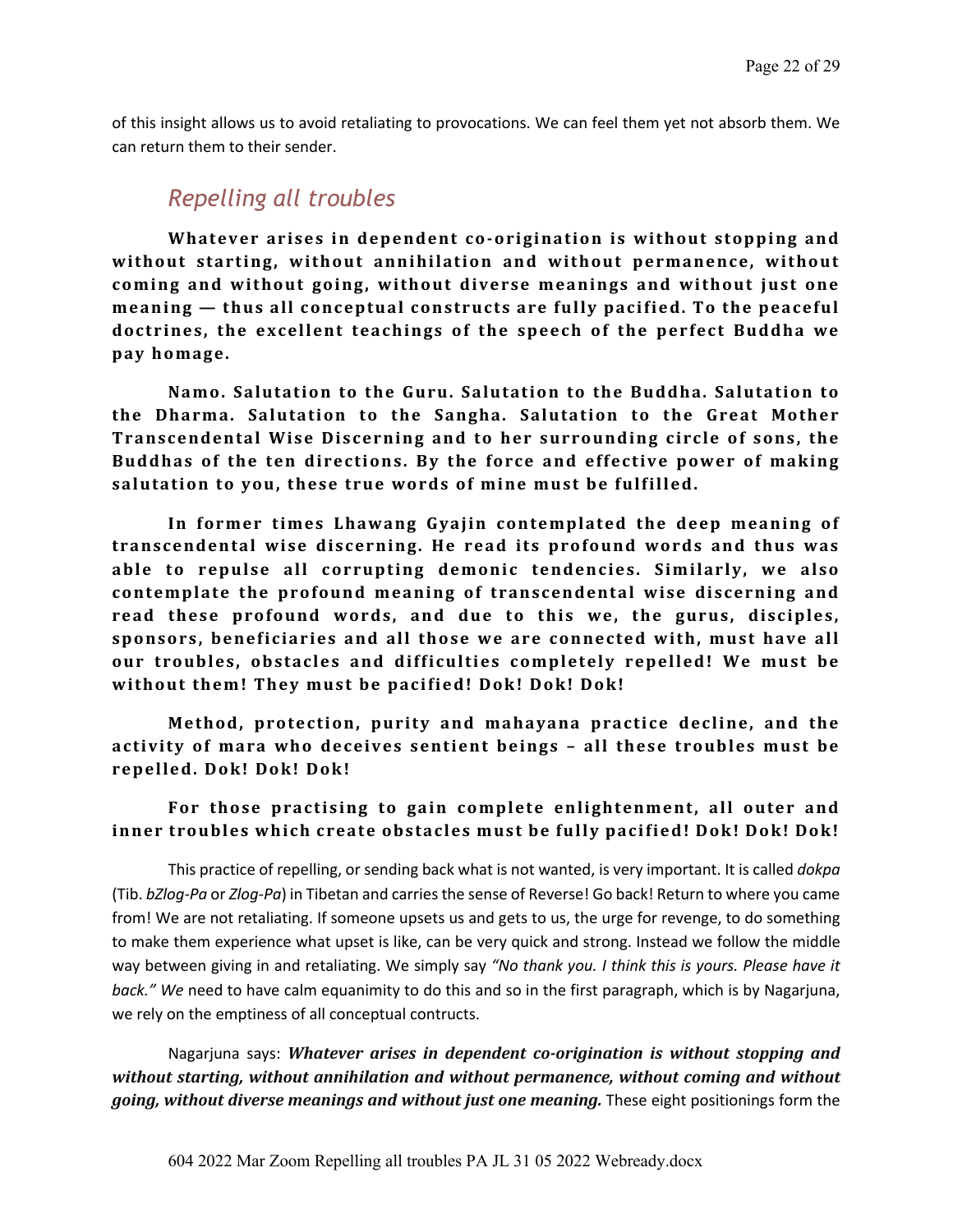of this insight allows us to avoid retaliating to provocations. We can feel them yet not absorb them. We can return them to their sender.

## *Repelling all troubles*

**Whatever arises in dependent co-origination is without stopping and without starting, without annihilation and without permanence, without coming and without going, without diverse meanings and without just one meaning — thus all conceptual constructs are fully pacified. To the peaceful doctrines, the excellent teachings of the speech of the perfect Buddha we pay homage.**

**Namo. Salutation to the Guru. Salutation to the Buddha. Salutation to the Dharma. Salutation to the Sangha. Salutation to the Great Mother Transcendental Wise Discerning and to her surrounding circle of sons, the Buddhas of the ten directions. By the force and effective power of making salutation to you, these true words of mine must be fulfilled.**

**In former times Lhawang Gyajin contemplated the deep meaning of transcendental wise discerning. He read its profound words and thus was able to repulse all corrupting demonic tendencies. Similarly, we also contemplate the profound meaning of transcendental wise discerning and read these profound words, and due to this we, the gurus, disciples, sponsors, beneficiaries and all those we are connected with, must have all our troubles, obstacles and difficulties completely repelled! We must be without them! They must be pacified! Dok! Dok! Dok!**

**Method, protection, purity and mahayana practice decline, and the activity of mara who deceives sentient beings – all these troubles must be repelled. Dok! Dok! Dok!**

**For those practising to gain complete enlightenment, all outer and inner troubles which create obstacles must be fully pacified! Dok! Dok! Dok!**

This practice of repelling, or sending back what is not wanted, is very important. It is called *dokpa* (Tib. *bZlog-Pa* or *Zlog-Pa*) in Tibetan and carries the sense of Reverse! Go back! Return to where you came from! We are not retaliating. If someone upsets us and gets to us, the urge for revenge, to do something to make them experience what upset is like, can be very quick and strong. Instead we follow the middle way between giving in and retaliating. We simply say *"No thank you. I think this is yours. Please have it back." We* need to have calm equanimity to do this and so in the first paragraph, which is by Nagarjuna, we rely on the emptiness of all conceptual contructs.

Nagarjuna says: ***Whatever arises in dependent co-origination is without stopping and without starting, without annihilation and without permanence, without coming and without going, without diverse meanings and without just one meaning.*** These eight positionings form the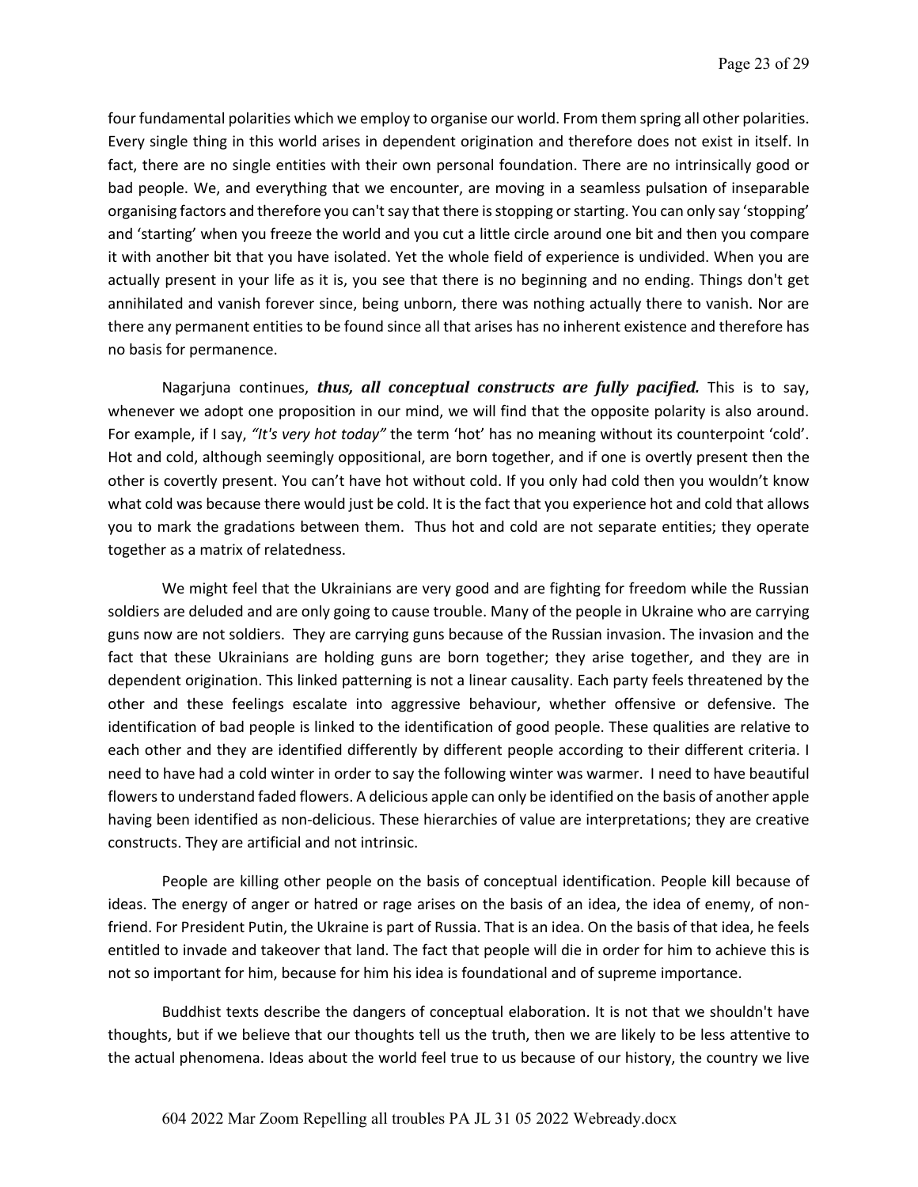four fundamental polarities which we employ to organise our world. From them spring all other polarities. Every single thing in this world arises in dependent origination and therefore does not exist in itself. In fact, there are no single entities with their own personal foundation. There are no intrinsically good or bad people. We, and everything that we encounter, are moving in a seamless pulsation of inseparable organising factors and therefore you can't say that there is stopping or starting. You can only say 'stopping' and 'starting' when you freeze the world and you cut a little circle around one bit and then you compare it with another bit that you have isolated. Yet the whole field of experience is undivided. When you are actually present in your life as it is, you see that there is no beginning and no ending. Things don't get annihilated and vanish forever since, being unborn, there was nothing actually there to vanish. Nor are there any permanent entities to be found since all that arises has no inherent existence and therefore has no basis for permanence.

Nagarjuna continues, ***thus, all conceptual constructs are fully pacified.*** This is to say, whenever we adopt one proposition in our mind, we will find that the opposite polarity is also around. For example, if I say, *"It's very hot today"* the term 'hot' has no meaning without its counterpoint 'cold'. Hot and cold, although seemingly oppositional, are born together, and if one is overtly present then the other is covertly present. You can't have hot without cold. If you only had cold then you wouldn't know what cold was because there would just be cold. It is the fact that you experience hot and cold that allows you to mark the gradations between them. Thus hot and cold are not separate entities; they operate together as a matrix of relatedness.

We might feel that the Ukrainians are very good and are fighting for freedom while the Russian soldiers are deluded and are only going to cause trouble. Many of the people in Ukraine who are carrying guns now are not soldiers. They are carrying guns because of the Russian invasion. The invasion and the fact that these Ukrainians are holding guns are born together; they arise together, and they are in dependent origination. This linked patterning is not a linear causality. Each party feels threatened by the other and these feelings escalate into aggressive behaviour, whether offensive or defensive. The identification of bad people is linked to the identification of good people. These qualities are relative to each other and they are identified differently by different people according to their different criteria. I need to have had a cold winter in order to say the following winter was warmer. I need to have beautiful flowers to understand faded flowers. A delicious apple can only be identified on the basis of another apple having been identified as non-delicious. These hierarchies of value are interpretations; they are creative constructs. They are artificial and not intrinsic.

People are killing other people on the basis of conceptual identification. People kill because of ideas. The energy of anger or hatred or rage arises on the basis of an idea, the idea of enemy, of non-friend. For President Putin, the Ukraine is part of Russia. That is an idea. On the basis of that idea, he feels entitled to invade and takeover that land. The fact that people will die in order for him to achieve this is not so important for him, because for him his idea is foundational and of supreme importance.

Buddhist texts describe the dangers of conceptual elaboration. It is not that we shouldn't have thoughts, but if we believe that our thoughts tell us the truth, then we are likely to be less attentive to the actual phenomena. Ideas about the world feel true to us because of our history, the country we live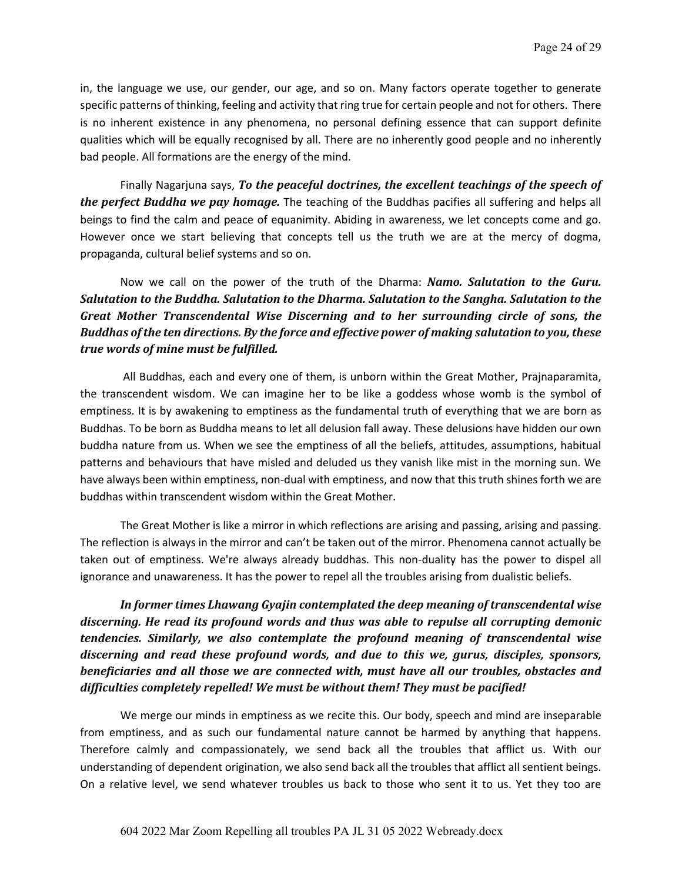in, the language we use, our gender, our age, and so on. Many factors operate together to generate specific patterns of thinking, feeling and activity that ring true for certain people and not for others. There is no inherent existence in any phenomena, no personal defining essence that can support definite qualities which will be equally recognised by all. There are no inherently good people and no inherently bad people. All formations are the energy of the mind.

Finally Nagarjuna says, ***To the peaceful doctrines, the excellent teachings of the speech of the perfect Buddha we pay homage.*** The teaching of the Buddhas pacifies all suffering and helps all beings to find the calm and peace of equanimity. Abiding in awareness, we let concepts come and go. However once we start believing that concepts tell us the truth we are at the mercy of dogma, propaganda, cultural belief systems and so on.

Now we call on the power of the truth of the Dharma: ***Namo. Salutation to the Guru. Salutation to the Buddha. Salutation to the Dharma. Salutation to the Sangha. Salutation to the Great Mother Transcendental Wise Discerning and to her surrounding circle of sons, the Buddhas of the ten directions. By the force and effective power of making salutation to you, these true words of mine must be fulfilled.***

All Buddhas, each and every one of them, is unborn within the Great Mother, Prajnaparamita, the transcendent wisdom. We can imagine her to be like a goddess whose womb is the symbol of emptiness. It is by awakening to emptiness as the fundamental truth of everything that we are born as Buddhas. To be born as Buddha means to let all delusion fall away. These delusions have hidden our own buddha nature from us. When we see the emptiness of all the beliefs, attitudes, assumptions, habitual patterns and behaviours that have misled and deluded us they vanish like mist in the morning sun. We have always been within emptiness, non-dual with emptiness, and now that this truth shines forth we are buddhas within transcendent wisdom within the Great Mother.

The Great Mother is like a mirror in which reflections are arising and passing, arising and passing. The reflection is always in the mirror and can't be taken out of the mirror. Phenomena cannot actually be taken out of emptiness. We're always already buddhas. This non-duality has the power to dispel all ignorance and unawareness. It has the power to repel all the troubles arising from dualistic beliefs.

***In former times Lhawang Gyajin contemplated the deep meaning of transcendental wise discerning. He read its profound words and thus was able to repulse all corrupting demonic tendencies. Similarly, we also contemplate the profound meaning of transcendental wise discerning and read these profound words, and due to this we, gurus, disciples, sponsors, beneficiaries and all those we are connected with, must have all our troubles, obstacles and difficulties completely repelled! We must be without them! They must be pacified!***

We merge our minds in emptiness as we recite this. Our body, speech and mind are inseparable from emptiness, and as such our fundamental nature cannot be harmed by anything that happens. Therefore calmly and compassionately, we send back all the troubles that afflict us. With our understanding of dependent origination, we also send back all the troubles that afflict all sentient beings. On a relative level, we send whatever troubles us back to those who sent it to us. Yet they too are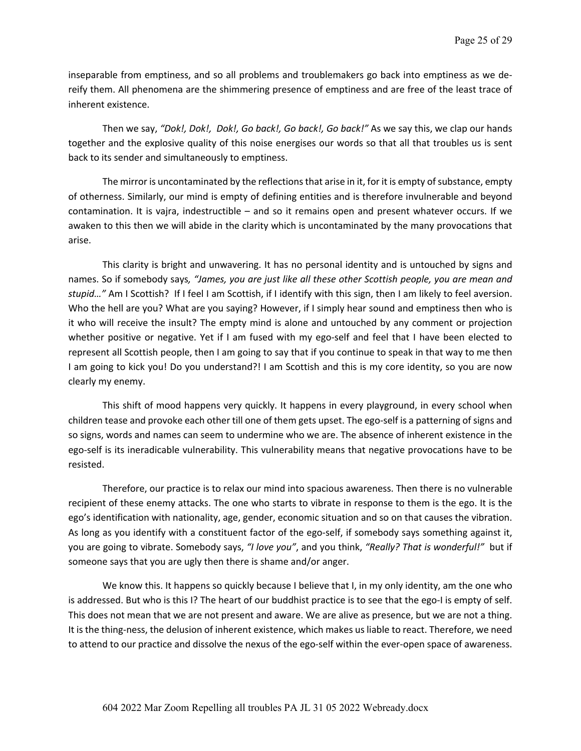inseparable from emptiness, and so all problems and troublemakers go back into emptiness as we de-reify them. All phenomena are the shimmering presence of emptiness and are free of the least trace of inherent existence.

Then we say, *"Dok!, Dok!, Dok!, Go back!, Go back!, Go back!"* As we say this, we clap our hands together and the explosive quality of this noise energises our words so that all that troubles us is sent back to its sender and simultaneously to emptiness.

The mirror is uncontaminated by the reflections that arise in it, for it is empty of substance, empty of otherness. Similarly, our mind is empty of defining entities and is therefore invulnerable and beyond contamination. It is vajra, indestructible – and so it remains open and present whatever occurs. If we awaken to this then we will abide in the clarity which is uncontaminated by the many provocations that arise.

This clarity is bright and unwavering. It has no personal identity and is untouched by signs and names. So if somebody says*, "James, you are just like all these other Scottish people, you are mean and stupid…"* Am I Scottish? If I feel I am Scottish, if I identify with this sign, then I am likely to feel aversion. Who the hell are you? What are you saying? However, if I simply hear sound and emptiness then who is it who will receive the insult? The empty mind is alone and untouched by any comment or projection whether positive or negative. Yet if I am fused with my ego-self and feel that I have been elected to represent all Scottish people, then I am going to say that if you continue to speak in that way to me then I am going to kick you! Do you understand?! I am Scottish and this is my core identity, so you are now clearly my enemy.

This shift of mood happens very quickly. It happens in every playground, in every school when children tease and provoke each other till one of them gets upset. The ego-self is a patterning of signs and so signs, words and names can seem to undermine who we are. The absence of inherent existence in the ego-self is its ineradicable vulnerability. This vulnerability means that negative provocations have to be resisted.

Therefore, our practice is to relax our mind into spacious awareness. Then there is no vulnerable recipient of these enemy attacks. The one who starts to vibrate in response to them is the ego. It is the ego's identification with nationality, age, gender, economic situation and so on that causes the vibration. As long as you identify with a constituent factor of the ego-self, if somebody says something against it, you are going to vibrate. Somebody says, *"I love you"*, and you think, *"Really? That is wonderful!"* but if someone says that you are ugly then there is shame and/or anger.

We know this. It happens so quickly because I believe that I, in my only identity, am the one who is addressed. But who is this I? The heart of our buddhist practice is to see that the ego-I is empty of self. This does not mean that we are not present and aware. We are alive as presence, but we are not a thing. It is the thing-ness, the delusion of inherent existence, which makes us liable to react. Therefore, we need to attend to our practice and dissolve the nexus of the ego-self within the ever-open space of awareness.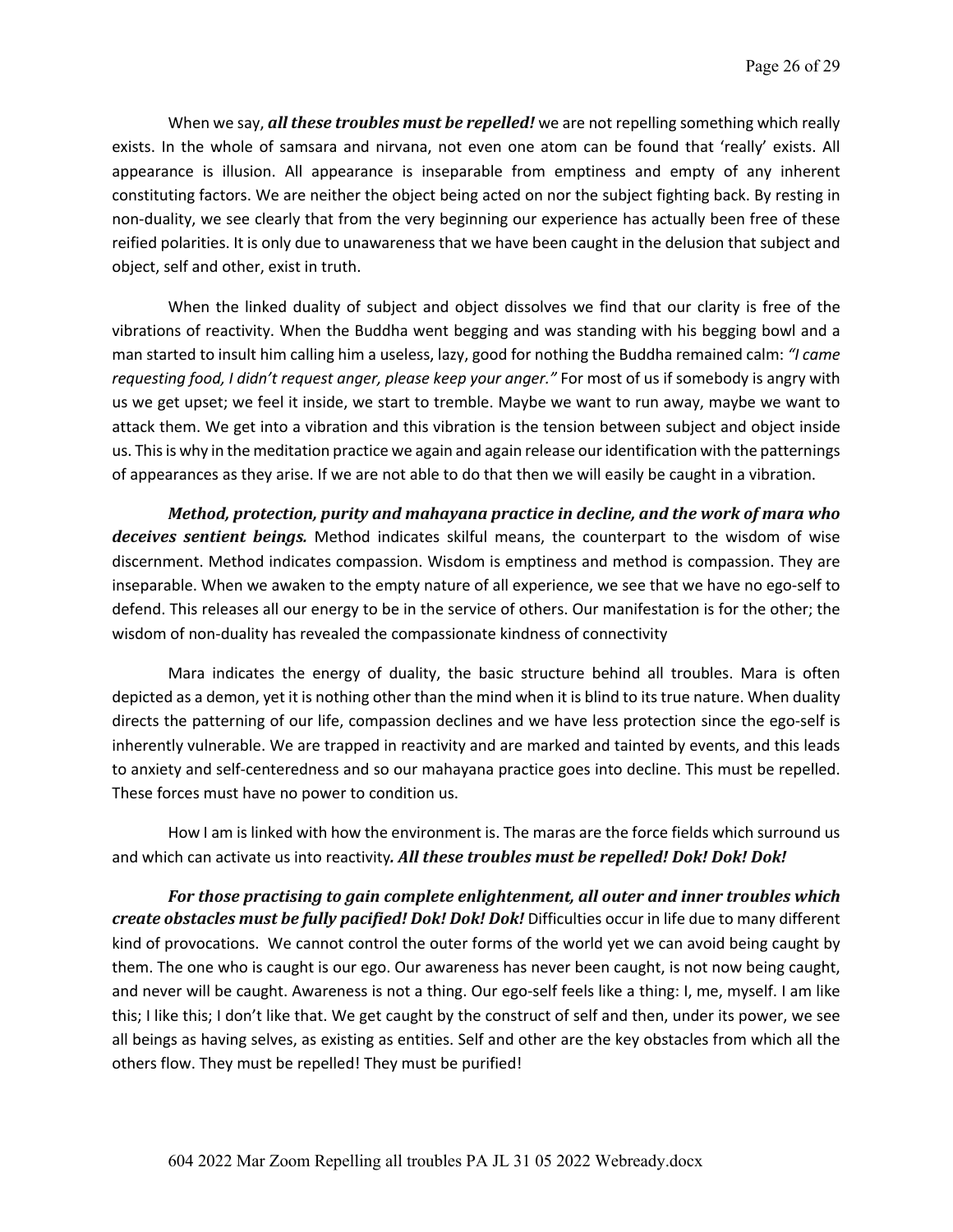When we say, ***all these troubles must be repelled!*** we are not repelling something which really exists. In the whole of samsara and nirvana, not even one atom can be found that 'really' exists. All appearance is illusion. All appearance is inseparable from emptiness and empty of any inherent constituting factors. We are neither the object being acted on nor the subject fighting back. By resting in non-duality, we see clearly that from the very beginning our experience has actually been free of these reified polarities. It is only due to unawareness that we have been caught in the delusion that subject and object, self and other, exist in truth.

When the linked duality of subject and object dissolves we find that our clarity is free of the vibrations of reactivity. When the Buddha went begging and was standing with his begging bowl and a man started to insult him calling him a useless, lazy, good for nothing the Buddha remained calm: *"I came requesting food, I didn't request anger, please keep your anger."* For most of us if somebody is angry with us we get upset; we feel it inside, we start to tremble. Maybe we want to run away, maybe we want to attack them. We get into a vibration and this vibration is the tension between subject and object inside us. This is why in the meditation practice we again and again release our identification with the patternings of appearances as they arise. If we are not able to do that then we will easily be caught in a vibration.

***Method, protection, purity and mahayana practice in decline, and the work of mara who deceives sentient beings.*** Method indicates skilful means, the counterpart to the wisdom of wise discernment. Method indicates compassion. Wisdom is emptiness and method is compassion. They are inseparable. When we awaken to the empty nature of all experience, we see that we have no ego-self to defend. This releases all our energy to be in the service of others. Our manifestation is for the other; the wisdom of non-duality has revealed the compassionate kindness of connectivity

Mara indicates the energy of duality, the basic structure behind all troubles. Mara is often depicted as a demon, yet it is nothing other than the mind when it is blind to its true nature. When duality directs the patterning of our life, compassion declines and we have less protection since the ego-self is inherently vulnerable. We are trapped in reactivity and are marked and tainted by events, and this leads to anxiety and self-centeredness and so our mahayana practice goes into decline. This must be repelled. These forces must have no power to condition us.

How I am is linked with how the environment is. The maras are the force fields which surround us and which can activate us into reactivity***. All these troubles must be repelled! Dok! Dok! Dok!***

***For those practising to gain complete enlightenment, all outer and inner troubles which create obstacles must be fully pacified! Dok! Dok! Dok!*** Difficulties occur in life due to many different kind of provocations. We cannot control the outer forms of the world yet we can avoid being caught by them. The one who is caught is our ego. Our awareness has never been caught, is not now being caught, and never will be caught. Awareness is not a thing. Our ego-self feels like a thing: I, me, myself. I am like this; I like this; I don't like that. We get caught by the construct of self and then, under its power, we see all beings as having selves, as existing as entities. Self and other are the key obstacles from which all the others flow. They must be repelled! They must be purified!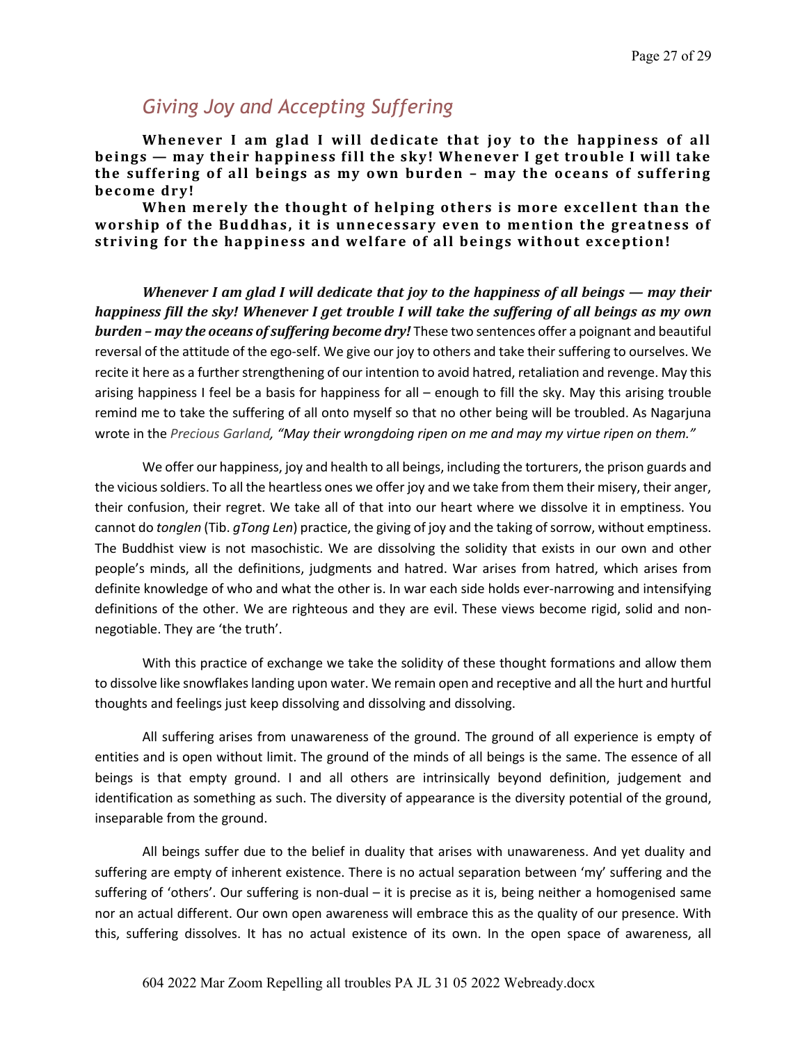## *Giving Joy and Accepting Suffering*

**Whenever I am glad I will dedicate that joy to the happiness of all beings — may their happiness fill the sky! Whenever I get trouble I will take the suffering of all beings as my own burden – may the oceans of suffering become dry!**

**When merely the thought of helping others is more excellent than the worship of the Buddhas, it is unnecessary even to mention the greatness of striving for the happiness and welfare of all beings without exception!**

***Whenever I am glad I will dedicate that joy to the happiness of all beings — may their happiness fill the sky! Whenever I get trouble I will take the suffering of all beings as my own burden – may the oceans of suffering become dry!*** These two sentences offer a poignant and beautiful reversal of the attitude of the ego-self. We give our joy to others and take their suffering to ourselves. We recite it here as a further strengthening of our intention to avoid hatred, retaliation and revenge. May this arising happiness I feel be a basis for happiness for all – enough to fill the sky. May this arising trouble remind me to take the suffering of all onto myself so that no other being will be troubled. As Nagarjuna wrote in the *Precious Garland, "May their wrongdoing ripen on me and may my virtue ripen on them."*

We offer our happiness, joy and health to all beings, including the torturers, the prison guards and the vicious soldiers. To all the heartless ones we offer joy and we take from them their misery, their anger, their confusion, their regret. We take all of that into our heart where we dissolve it in emptiness. You cannot do *tonglen* (Tib. *gTong Len*) practice, the giving of joy and the taking of sorrow, without emptiness. The Buddhist view is not masochistic. We are dissolving the solidity that exists in our own and other people's minds, all the definitions, judgments and hatred. War arises from hatred, which arises from definite knowledge of who and what the other is. In war each side holds ever-narrowing and intensifying definitions of the other. We are righteous and they are evil. These views become rigid, solid and non-negotiable. They are 'the truth'.

With this practice of exchange we take the solidity of these thought formations and allow them to dissolve like snowflakes landing upon water. We remain open and receptive and all the hurt and hurtful thoughts and feelings just keep dissolving and dissolving and dissolving.

All suffering arises from unawareness of the ground. The ground of all experience is empty of entities and is open without limit. The ground of the minds of all beings is the same. The essence of all beings is that empty ground. I and all others are intrinsically beyond definition, judgement and identification as something as such. The diversity of appearance is the diversity potential of the ground, inseparable from the ground.

All beings suffer due to the belief in duality that arises with unawareness. And yet duality and suffering are empty of inherent existence. There is no actual separation between 'my' suffering and the suffering of 'others'. Our suffering is non-dual – it is precise as it is, being neither a homogenised same nor an actual different. Our own open awareness will embrace this as the quality of our presence. With this, suffering dissolves. It has no actual existence of its own. In the open space of awareness, all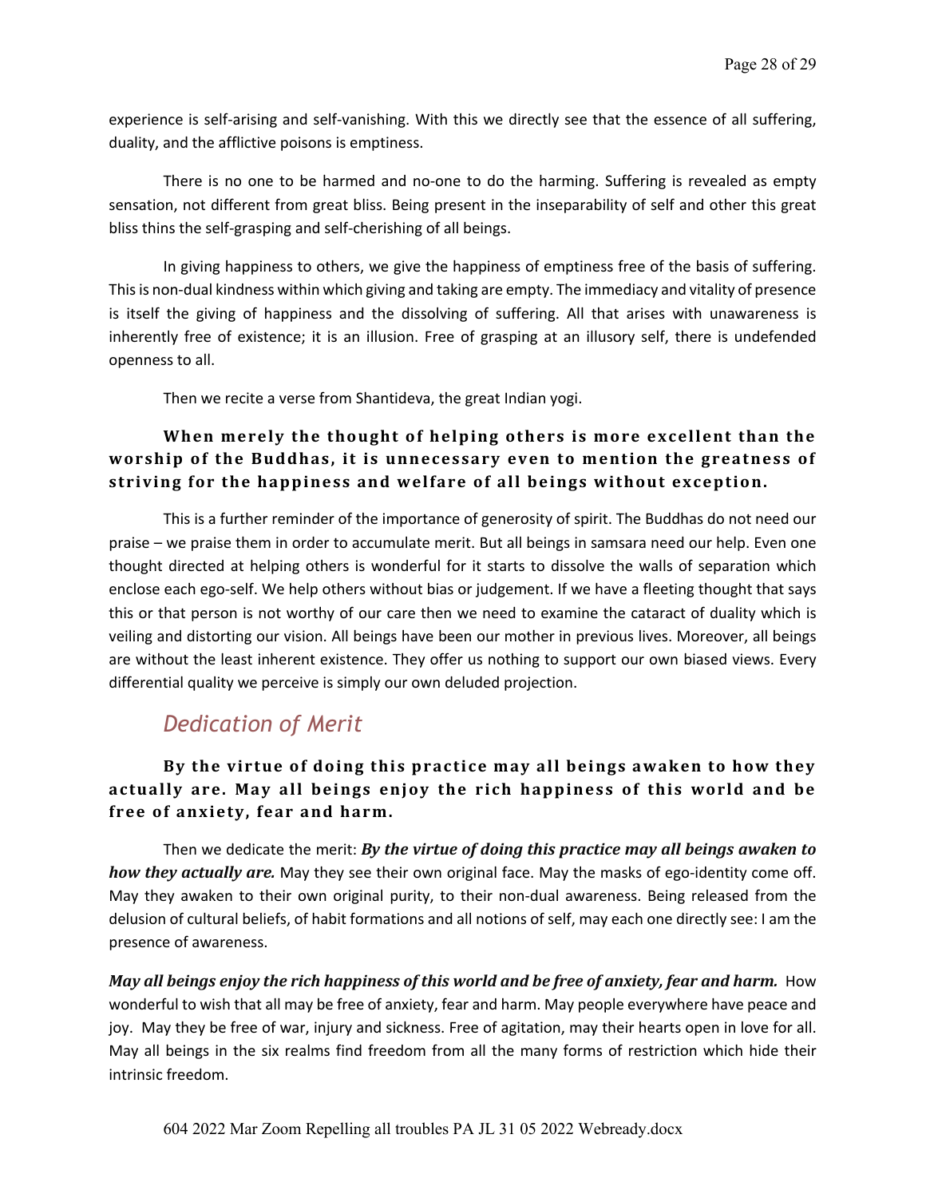experience is self-arising and self-vanishing. With this we directly see that the essence of all suffering, duality, and the afflictive poisons is emptiness.

There is no one to be harmed and no-one to do the harming. Suffering is revealed as empty sensation, not different from great bliss. Being present in the inseparability of self and other this great bliss thins the self-grasping and self-cherishing of all beings.

In giving happiness to others, we give the happiness of emptiness free of the basis of suffering. This is non-dual kindness within which giving and taking are empty. The immediacy and vitality of presence is itself the giving of happiness and the dissolving of suffering. All that arises with unawareness is inherently free of existence; it is an illusion. Free of grasping at an illusory self, there is undefended openness to all.

Then we recite a verse from Shantideva, the great Indian yogi.

**When merely the thought of helping others is more excellent than the worship of the Buddhas, it is unnecessary even to mention the greatness of striving for the happiness and welfare of all beings without exception.**

This is a further reminder of the importance of generosity of spirit. The Buddhas do not need our praise – we praise them in order to accumulate merit. But all beings in samsara need our help. Even one thought directed at helping others is wonderful for it starts to dissolve the walls of separation which enclose each ego-self. We help others without bias or judgement. If we have a fleeting thought that says this or that person is not worthy of our care then we need to examine the cataract of duality which is veiling and distorting our vision. All beings have been our mother in previous lives. Moreover, all beings are without the least inherent existence. They offer us nothing to support our own biased views. Every differential quality we perceive is simply our own deluded projection.

## *Dedication of Merit*

**By the virtue of doing this practice may all beings awaken to how they actually are. May all beings enjoy the rich happiness of this world and be free of anxiety, fear and harm.**

Then we dedicate the merit: ***By the virtue of doing this practice may all beings awaken to how they actually are.*** May they see their own original face. May the masks of ego-identity come off. May they awaken to their own original purity, to their non-dual awareness. Being released from the delusion of cultural beliefs, of habit formations and all notions of self, may each one directly see: I am the presence of awareness.

***May all beings enjoy the rich happiness of this world and be free of anxiety, fear and harm.*** How wonderful to wish that all may be free of anxiety, fear and harm. May people everywhere have peace and joy. May they be free of war, injury and sickness. Free of agitation, may their hearts open in love for all. May all beings in the six realms find freedom from all the many forms of restriction which hide their intrinsic freedom.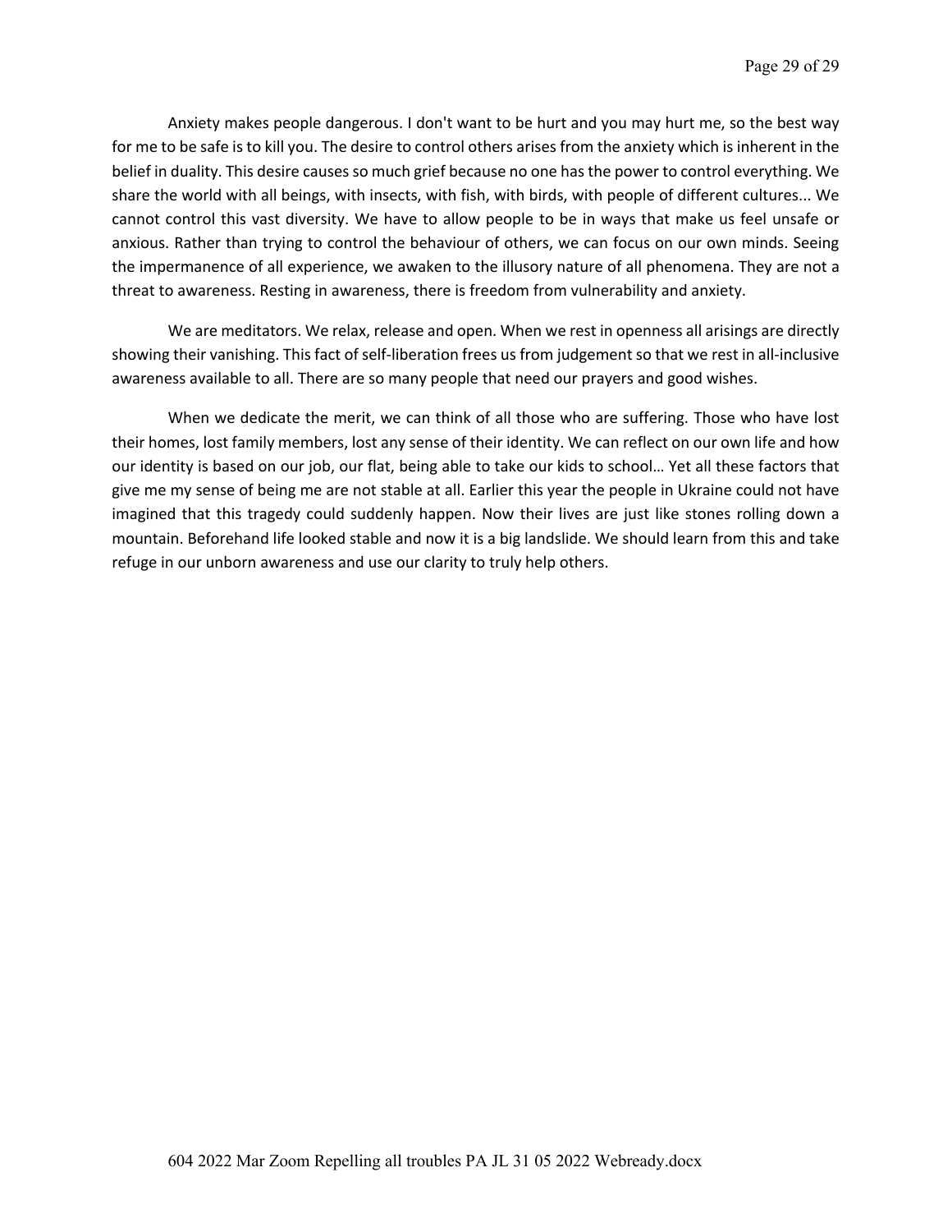Anxiety makes people dangerous. I don't want to be hurt and you may hurt me, so the best way for me to be safe is to kill you. The desire to control others arises from the anxiety which is inherent in the belief in duality. This desire causes so much grief because no one has the power to control everything. We share the world with all beings, with insects, with fish, with birds, with people of different cultures... We cannot control this vast diversity. We have to allow people to be in ways that make us feel unsafe or anxious. Rather than trying to control the behaviour of others, we can focus on our own minds. Seeing the impermanence of all experience, we awaken to the illusory nature of all phenomena. They are not a threat to awareness. Resting in awareness, there is freedom from vulnerability and anxiety.

We are meditators. We relax, release and open. When we rest in openness all arisings are directly showing their vanishing. This fact of self-liberation frees us from judgement so that we rest in all-inclusive awareness available to all. There are so many people that need our prayers and good wishes.

When we dedicate the merit, we can think of all those who are suffering. Those who have lost their homes, lost family members, lost any sense of their identity. We can reflect on our own life and how our identity is based on our job, our flat, being able to take our kids to school… Yet all these factors that give me my sense of being me are not stable at all. Earlier this year the people in Ukraine could not have imagined that this tragedy could suddenly happen. Now their lives are just like stones rolling down a mountain. Beforehand life looked stable and now it is a big landslide. We should learn from this and take refuge in our unborn awareness and use our clarity to truly help others.